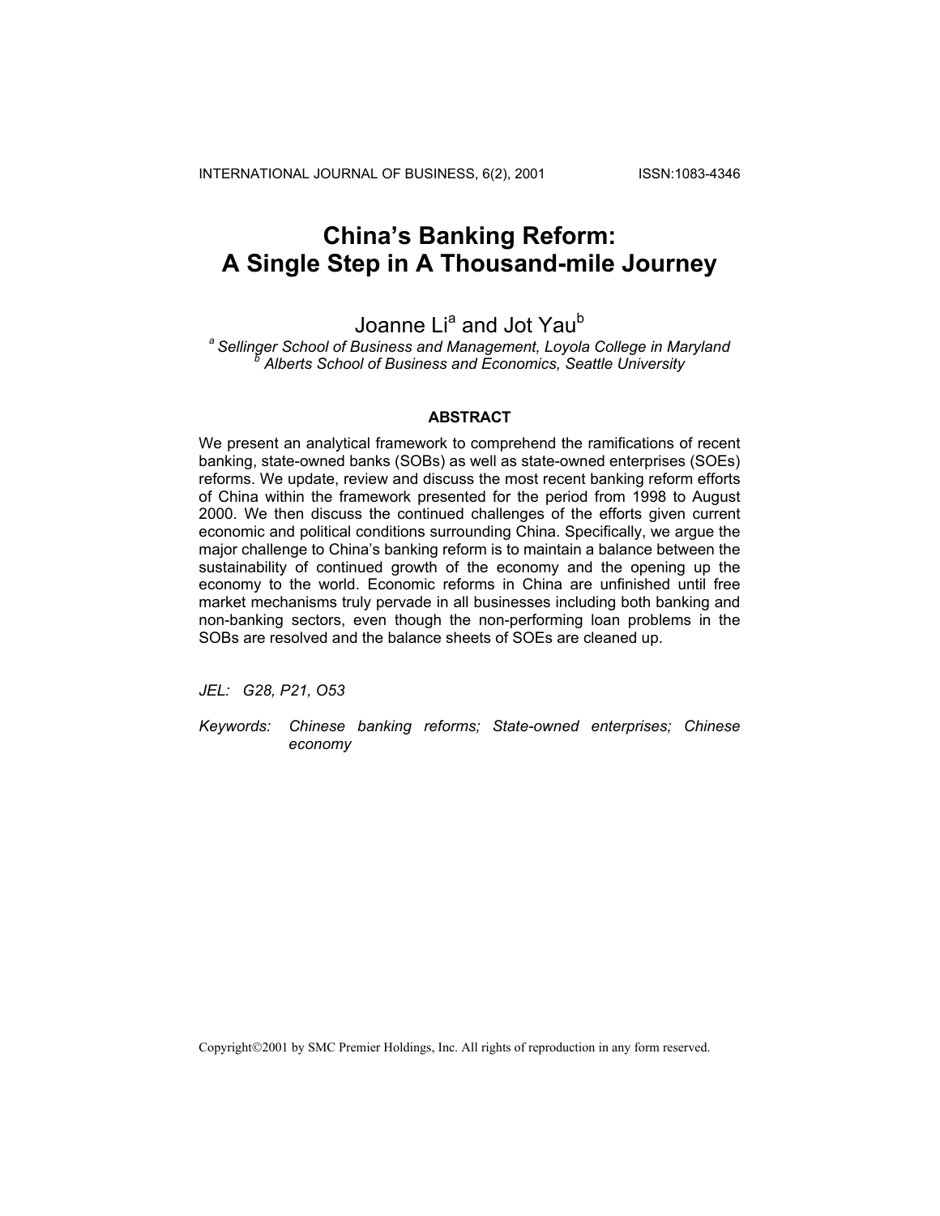# China's Banking Reform: A Single Step in A Thousand-mile Journey

Joanne Li[a] and Jot Yau[b]

[a] *Sellinger School of Business and Management, Loyola College in Maryland*
[b] *Alberts School of Business and Economics, Seattle University*

## ABSTRACT

We present an analytical framework to comprehend the ramifications of recent banking, state-owned banks (SOBs) as well as state-owned enterprises (SOEs) reforms. We update, review and discuss the most recent banking reform efforts of China within the framework presented for the period from 1998 to August 2000. We then discuss the continued challenges of the efforts given current economic and political conditions surrounding China. Specifically, we argue the major challenge to China's banking reform is to maintain a balance between the sustainability of continued growth of the economy and the opening up the economy to the world. Economic reforms in China are unfinished until free market mechanisms truly pervade in all businesses including both banking and non-banking sectors, even though the non-performing loan problems in the SOBs are resolved and the balance sheets of SOEs are cleaned up.

*JEL: G28, P21, O53*

*Keywords: Chinese banking reforms; State-owned enterprises; Chinese economy*

Copyright©2001 by SMC Premier Holdings, Inc. All rights of reproduction in any form reserved.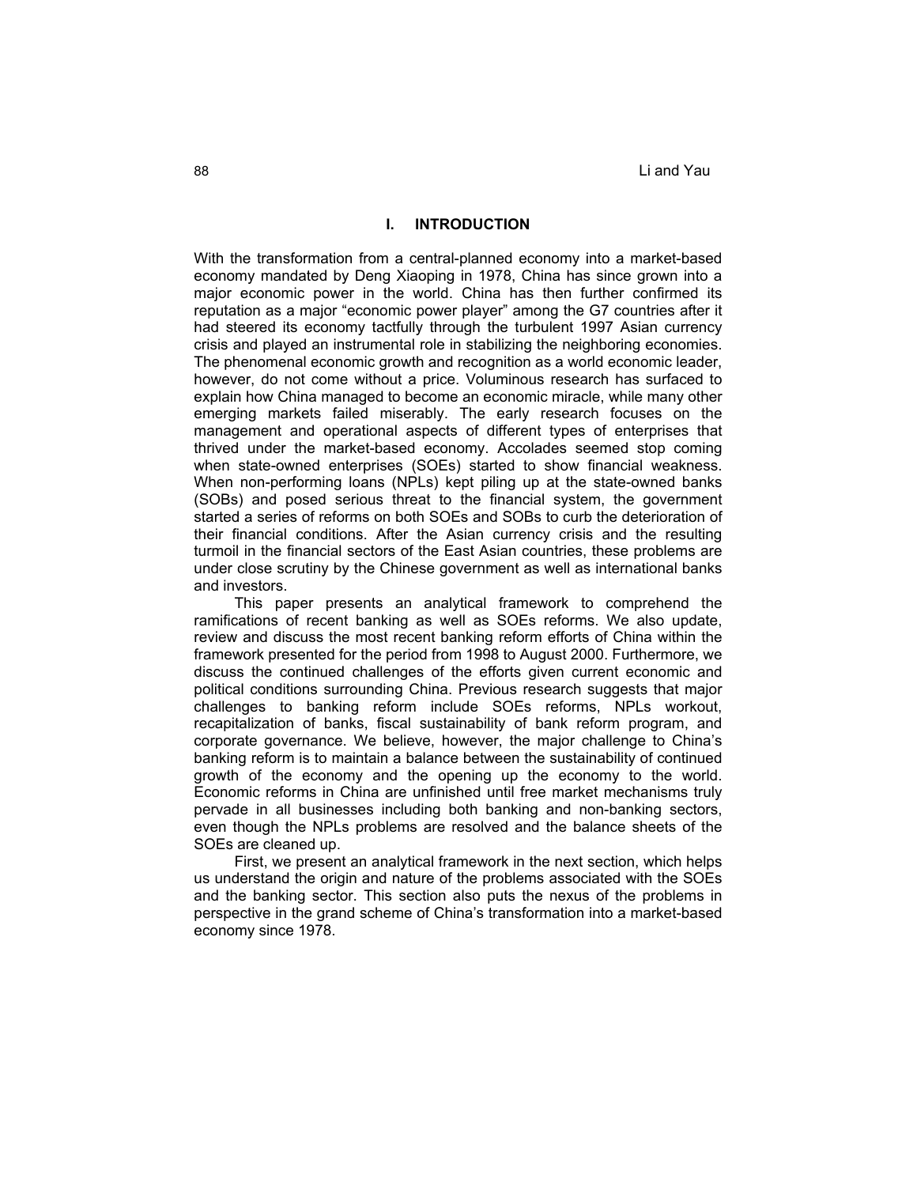## I. INTRODUCTION

With the transformation from a central-planned economy into a market-based economy mandated by Deng Xiaoping in 1978, China has since grown into a major economic power in the world. China has then further confirmed its reputation as a major "economic power player" among the G7 countries after it had steered its economy tactfully through the turbulent 1997 Asian currency crisis and played an instrumental role in stabilizing the neighboring economies. The phenomenal economic growth and recognition as a world economic leader, however, do not come without a price. Voluminous research has surfaced to explain how China managed to become an economic miracle, while many other emerging markets failed miserably. The early research focuses on the management and operational aspects of different types of enterprises that thrived under the market-based economy. Accolades seemed stop coming when state-owned enterprises (SOEs) started to show financial weakness. When non-performing loans (NPLs) kept piling up at the state-owned banks (SOBs) and posed serious threat to the financial system, the government started a series of reforms on both SOEs and SOBs to curb the deterioration of their financial conditions. After the Asian currency crisis and the resulting turmoil in the financial sectors of the East Asian countries, these problems are under close scrutiny by the Chinese government as well as international banks and investors.

This paper presents an analytical framework to comprehend the ramifications of recent banking as well as SOEs reforms. We also update, review and discuss the most recent banking reform efforts of China within the framework presented for the period from 1998 to August 2000. Furthermore, we discuss the continued challenges of the efforts given current economic and political conditions surrounding China. Previous research suggests that major challenges to banking reform include SOEs reforms, NPLs workout, recapitalization of banks, fiscal sustainability of bank reform program, and corporate governance. We believe, however, the major challenge to China's banking reform is to maintain a balance between the sustainability of continued growth of the economy and the opening up the economy to the world. Economic reforms in China are unfinished until free market mechanisms truly pervade in all businesses including both banking and non-banking sectors, even though the NPLs problems are resolved and the balance sheets of the SOEs are cleaned up.

First, we present an analytical framework in the next section, which helps us understand the origin and nature of the problems associated with the SOEs and the banking sector. This section also puts the nexus of the problems in perspective in the grand scheme of China's transformation into a market-based economy since 1978.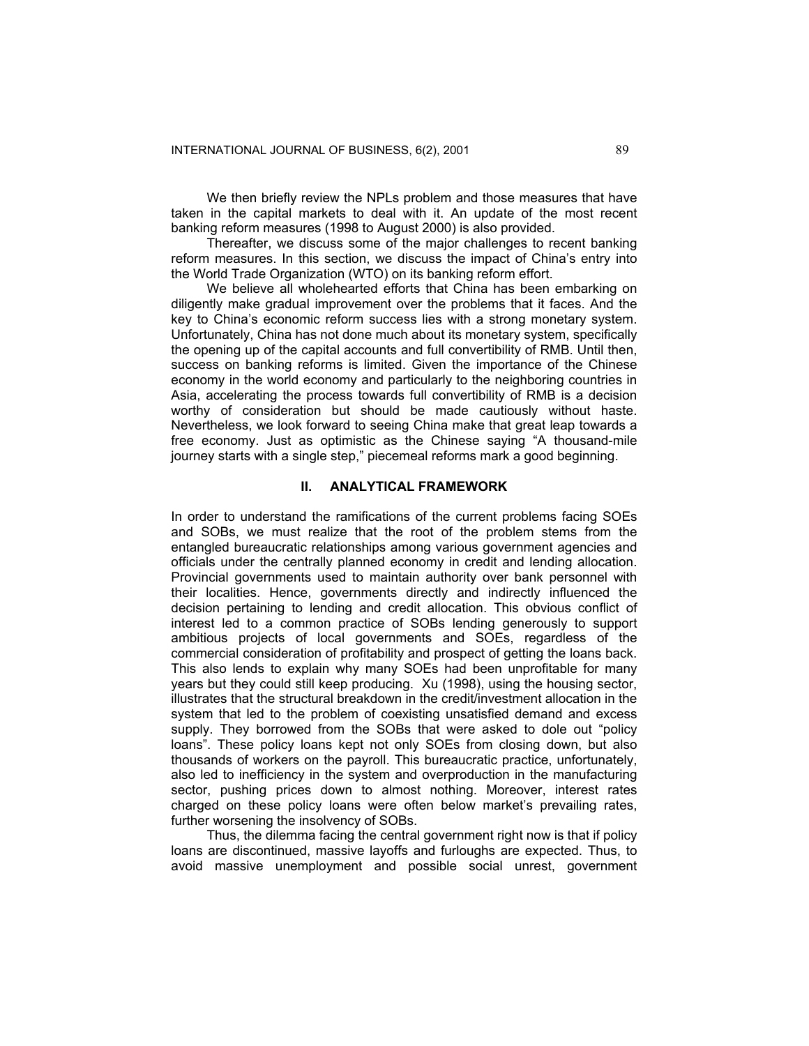We then briefly review the NPLs problem and those measures that have taken in the capital markets to deal with it. An update of the most recent banking reform measures (1998 to August 2000) is also provided.

Thereafter, we discuss some of the major challenges to recent banking reform measures. In this section, we discuss the impact of China's entry into the World Trade Organization (WTO) on its banking reform effort.

We believe all wholehearted efforts that China has been embarking on diligently make gradual improvement over the problems that it faces. And the key to China's economic reform success lies with a strong monetary system. Unfortunately, China has not done much about its monetary system, specifically the opening up of the capital accounts and full convertibility of RMB. Until then, success on banking reforms is limited. Given the importance of the Chinese economy in the world economy and particularly to the neighboring countries in Asia, accelerating the process towards full convertibility of RMB is a decision worthy of consideration but should be made cautiously without haste. Nevertheless, we look forward to seeing China make that great leap towards a free economy. Just as optimistic as the Chinese saying "A thousand-mile journey starts with a single step," piecemeal reforms mark a good beginning.

## II. ANALYTICAL FRAMEWORK

In order to understand the ramifications of the current problems facing SOEs and SOBs, we must realize that the root of the problem stems from the entangled bureaucratic relationships among various government agencies and officials under the centrally planned economy in credit and lending allocation. Provincial governments used to maintain authority over bank personnel with their localities. Hence, governments directly and indirectly influenced the decision pertaining to lending and credit allocation. This obvious conflict of interest led to a common practice of SOBs lending generously to support ambitious projects of local governments and SOEs, regardless of the commercial consideration of profitability and prospect of getting the loans back. This also lends to explain why many SOEs had been unprofitable for many years but they could still keep producing. Xu (1998), using the housing sector, illustrates that the structural breakdown in the credit/investment allocation in the system that led to the problem of coexisting unsatisfied demand and excess supply. They borrowed from the SOBs that were asked to dole out "policy loans". These policy loans kept not only SOEs from closing down, but also thousands of workers on the payroll. This bureaucratic practice, unfortunately, also led to inefficiency in the system and overproduction in the manufacturing sector, pushing prices down to almost nothing. Moreover, interest rates charged on these policy loans were often below market's prevailing rates, further worsening the insolvency of SOBs.

Thus, the dilemma facing the central government right now is that if policy loans are discontinued, massive layoffs and furloughs are expected. Thus, to avoid massive unemployment and possible social unrest, government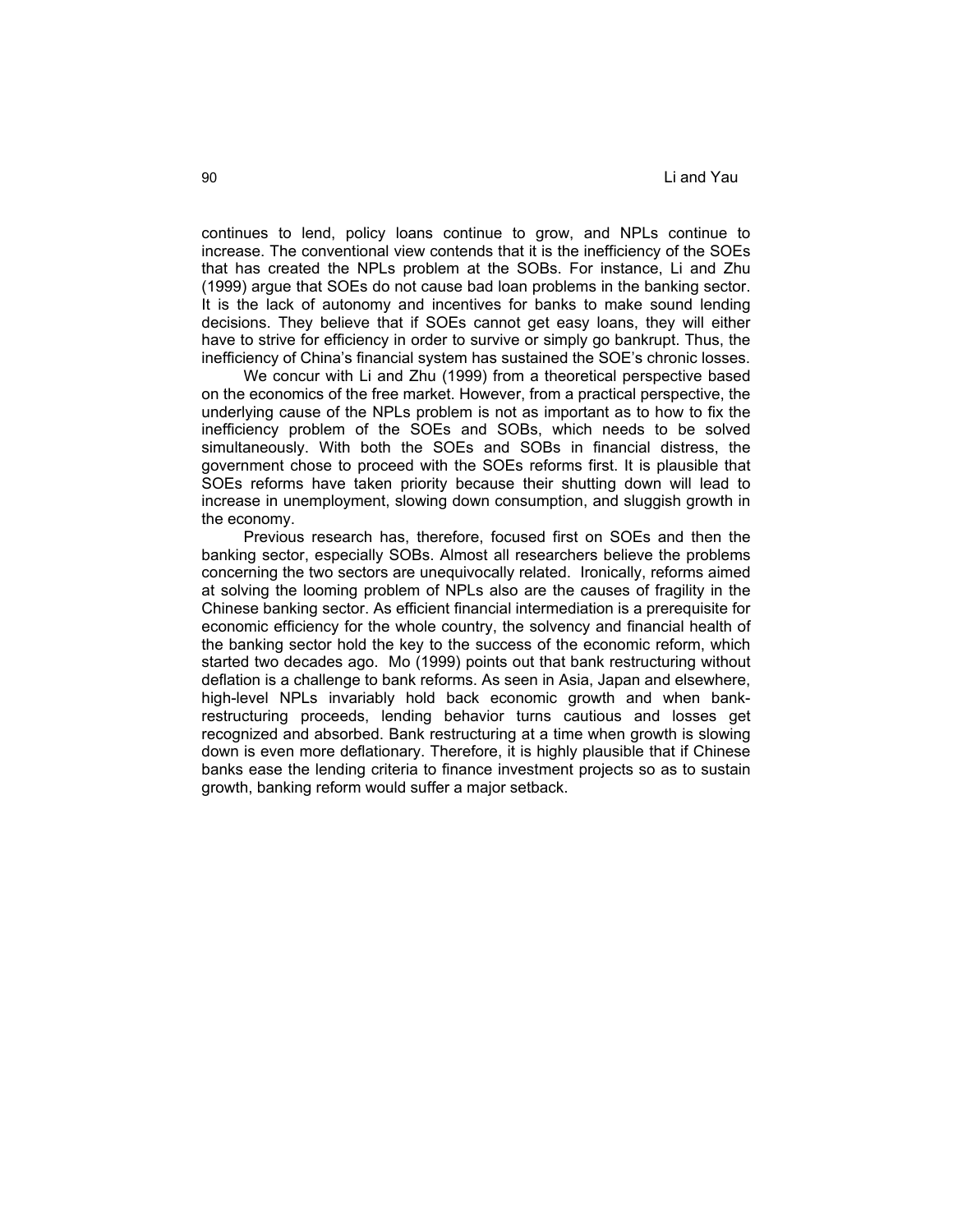continues to lend, policy loans continue to grow, and NPLs continue to increase. The conventional view contends that it is the inefficiency of the SOEs that has created the NPLs problem at the SOBs. For instance, Li and Zhu (1999) argue that SOEs do not cause bad loan problems in the banking sector. It is the lack of autonomy and incentives for banks to make sound lending decisions. They believe that if SOEs cannot get easy loans, they will either have to strive for efficiency in order to survive or simply go bankrupt. Thus, the inefficiency of China's financial system has sustained the SOE's chronic losses.

We concur with Li and Zhu (1999) from a theoretical perspective based on the economics of the free market. However, from a practical perspective, the underlying cause of the NPLs problem is not as important as to how to fix the inefficiency problem of the SOEs and SOBs, which needs to be solved simultaneously. With both the SOEs and SOBs in financial distress, the government chose to proceed with the SOEs reforms first. It is plausible that SOEs reforms have taken priority because their shutting down will lead to increase in unemployment, slowing down consumption, and sluggish growth in the economy.

Previous research has, therefore, focused first on SOEs and then the banking sector, especially SOBs. Almost all researchers believe the problems concerning the two sectors are unequivocally related. Ironically, reforms aimed at solving the looming problem of NPLs also are the causes of fragility in the Chinese banking sector. As efficient financial intermediation is a prerequisite for economic efficiency for the whole country, the solvency and financial health of the banking sector hold the key to the success of the economic reform, which started two decades ago. Mo (1999) points out that bank restructuring without deflation is a challenge to bank reforms. As seen in Asia, Japan and elsewhere, high-level NPLs invariably hold back economic growth and when bank-restructuring proceeds, lending behavior turns cautious and losses get recognized and absorbed. Bank restructuring at a time when growth is slowing down is even more deflationary. Therefore, it is highly plausible that if Chinese banks ease the lending criteria to finance investment projects so as to sustain growth, banking reform would suffer a major setback.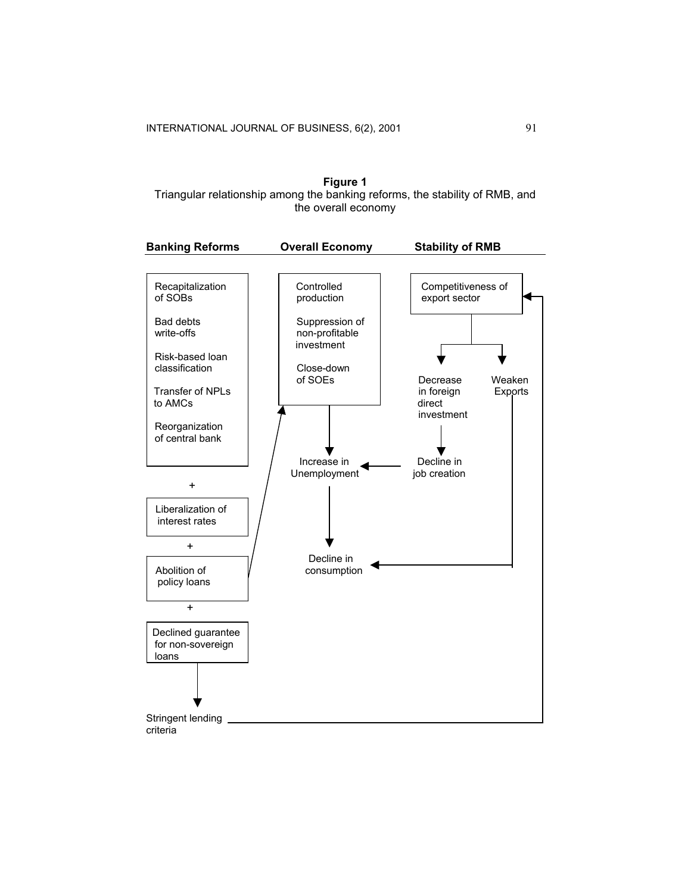**Figure 1**
Triangular relationship among the banking reforms, the stability of RMB, and the overall economy

| Banking Reforms | Overall Economy | Stability of RMB |
|---|---|---|
| Recapitalization of SOBs<br>Bad debts write-offs<br>Risk-based loan classification<br>Transfer of NPLs to AMCs<br>Reorganization of central bank | Controlled production<br>Suppression of non-profitable investment<br>Close-down of SOEs | Competitiveness of export sector |
| + | | Decrease in foreign direct investment; Weaken Exports |
| Liberalization of interest rates | Increase in Unemployment | Decline in job creation |
| + | | |
| Abolition of policy loans | Decline in consumption | |
| + | | |
| Declined guarantee for non-sovereign loans | | |
| Stringent lending criteria | | |

Arrows in the figure: Abolition of policy loans → (Controlled production, Suppression of non-profitable investment, Close-down of SOEs); (Controlled production, Suppression of non-profitable investment, Close-down of SOEs) → Increase in Unemployment; Increase in Unemployment → Decline in consumption; Declined guarantee for non-sovereign loans → Stringent lending criteria; Stringent lending criteria → Competitiveness of export sector; Competitiveness of export sector → Decrease in foreign direct investment; Competitiveness of export sector → Weaken Exports; Decrease in foreign direct investment → Decline in job creation; Decline in job creation → Increase in Unemployment; Weaken Exports → Decline in consumption.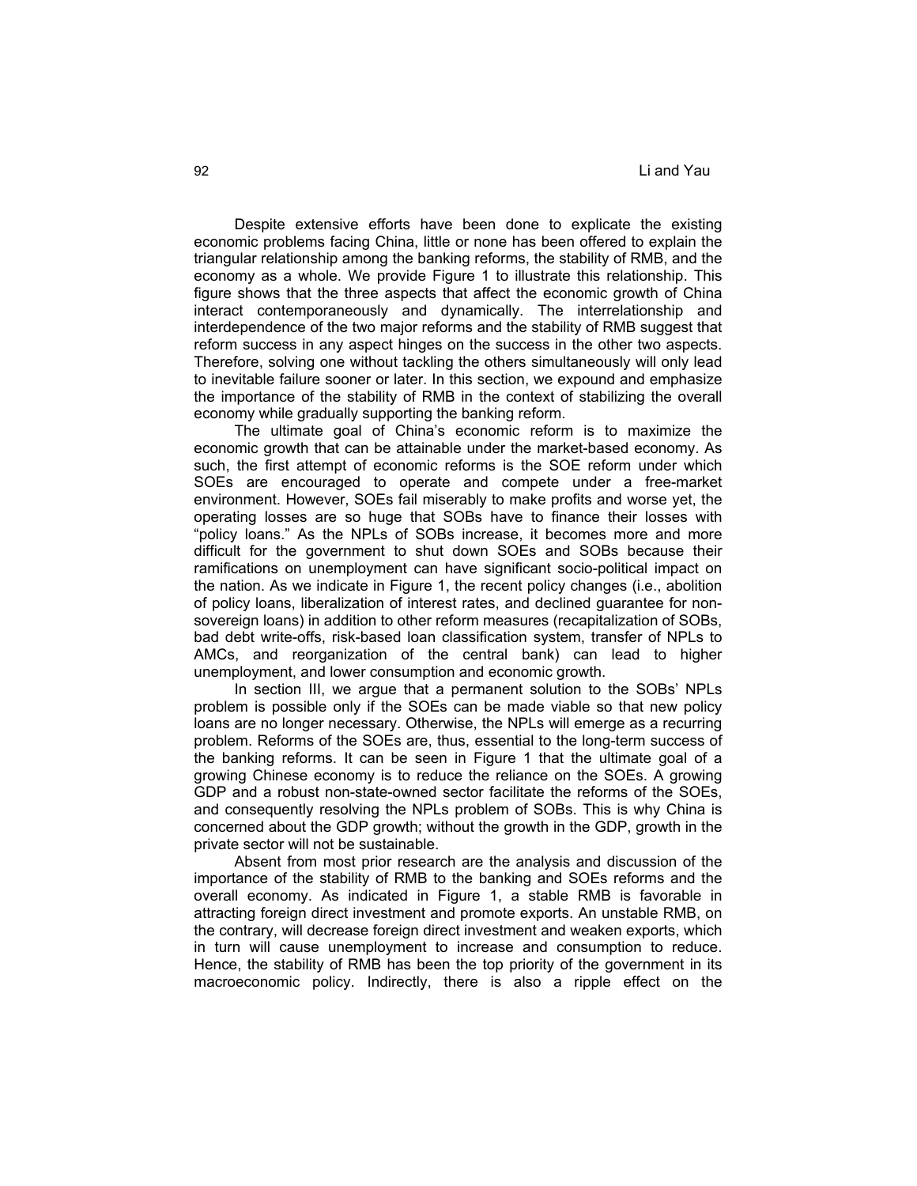Despite extensive efforts have been done to explicate the existing economic problems facing China, little or none has been offered to explain the triangular relationship among the banking reforms, the stability of RMB, and the economy as a whole. We provide Figure 1 to illustrate this relationship. This figure shows that the three aspects that affect the economic growth of China interact contemporaneously and dynamically. The interrelationship and interdependence of the two major reforms and the stability of RMB suggest that reform success in any aspect hinges on the success in the other two aspects. Therefore, solving one without tackling the others simultaneously will only lead to inevitable failure sooner or later. In this section, we expound and emphasize the importance of the stability of RMB in the context of stabilizing the overall economy while gradually supporting the banking reform.

The ultimate goal of China's economic reform is to maximize the economic growth that can be attainable under the market-based economy. As such, the first attempt of economic reforms is the SOE reform under which SOEs are encouraged to operate and compete under a free-market environment. However, SOEs fail miserably to make profits and worse yet, the operating losses are so huge that SOBs have to finance their losses with "policy loans." As the NPLs of SOBs increase, it becomes more and more difficult for the government to shut down SOEs and SOBs because their ramifications on unemployment can have significant socio-political impact on the nation. As we indicate in Figure 1, the recent policy changes (i.e., abolition of policy loans, liberalization of interest rates, and declined guarantee for non-sovereign loans) in addition to other reform measures (recapitalization of SOBs, bad debt write-offs, risk-based loan classification system, transfer of NPLs to AMCs, and reorganization of the central bank) can lead to higher unemployment, and lower consumption and economic growth.

In section III, we argue that a permanent solution to the SOBs' NPLs problem is possible only if the SOEs can be made viable so that new policy loans are no longer necessary. Otherwise, the NPLs will emerge as a recurring problem. Reforms of the SOEs are, thus, essential to the long-term success of the banking reforms. It can be seen in Figure 1 that the ultimate goal of a growing Chinese economy is to reduce the reliance on the SOEs. A growing GDP and a robust non-state-owned sector facilitate the reforms of the SOEs, and consequently resolving the NPLs problem of SOBs. This is why China is concerned about the GDP growth; without the growth in the GDP, growth in the private sector will not be sustainable.

Absent from most prior research are the analysis and discussion of the importance of the stability of RMB to the banking and SOEs reforms and the overall economy. As indicated in Figure 1, a stable RMB is favorable in attracting foreign direct investment and promote exports. An unstable RMB, on the contrary, will decrease foreign direct investment and weaken exports, which in turn will cause unemployment to increase and consumption to reduce. Hence, the stability of RMB has been the top priority of the government in its macroeconomic policy. Indirectly, there is also a ripple effect on the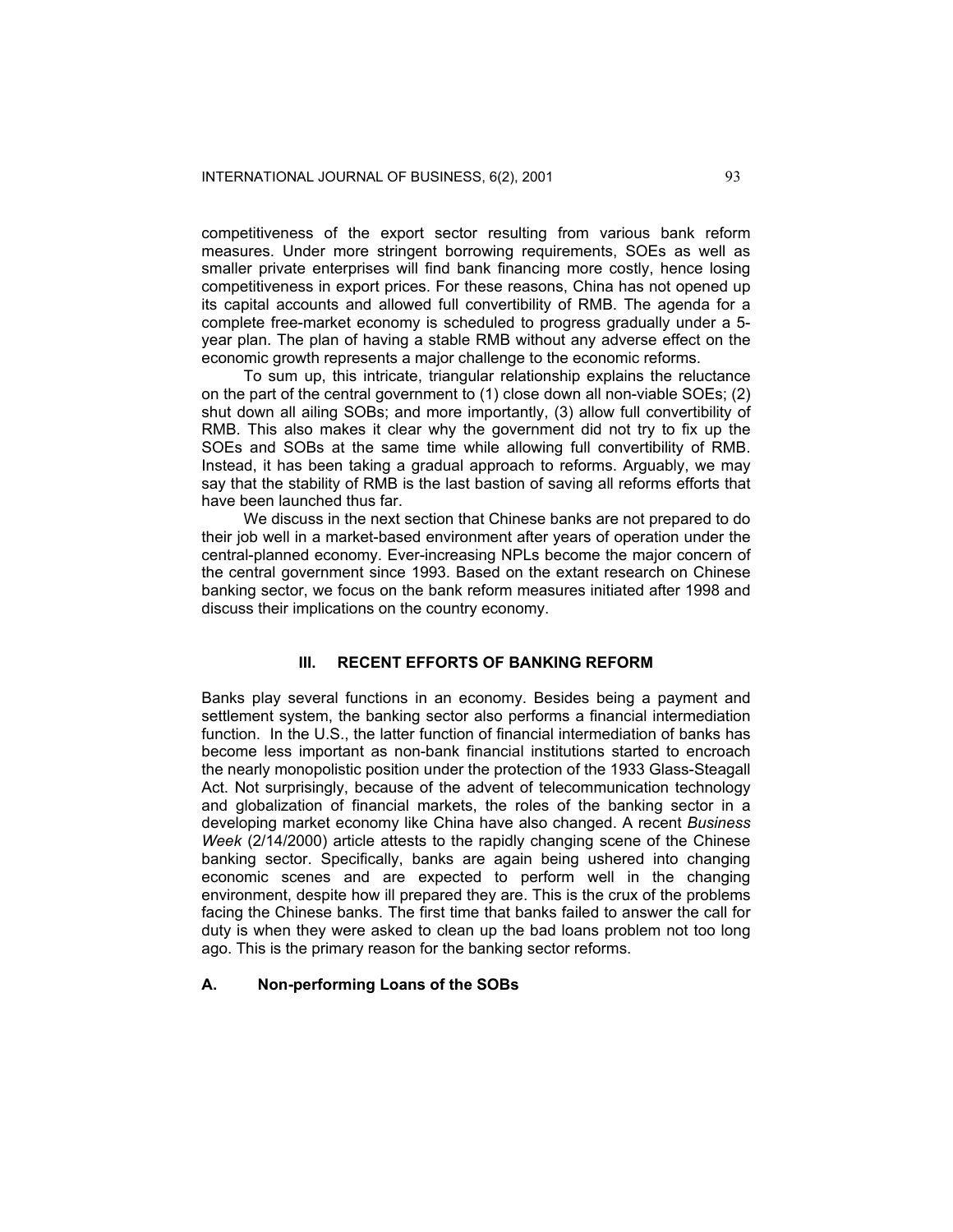competitiveness of the export sector resulting from various bank reform measures. Under more stringent borrowing requirements, SOEs as well as smaller private enterprises will find bank financing more costly, hence losing competitiveness in export prices. For these reasons, China has not opened up its capital accounts and allowed full convertibility of RMB. The agenda for a complete free-market economy is scheduled to progress gradually under a 5-year plan. The plan of having a stable RMB without any adverse effect on the economic growth represents a major challenge to the economic reforms.

To sum up, this intricate, triangular relationship explains the reluctance on the part of the central government to (1) close down all non-viable SOEs; (2) shut down all ailing SOBs; and more importantly, (3) allow full convertibility of RMB. This also makes it clear why the government did not try to fix up the SOEs and SOBs at the same time while allowing full convertibility of RMB. Instead, it has been taking a gradual approach to reforms. Arguably, we may say that the stability of RMB is the last bastion of saving all reforms efforts that have been launched thus far.

We discuss in the next section that Chinese banks are not prepared to do their job well in a market-based environment after years of operation under the central-planned economy. Ever-increasing NPLs become the major concern of the central government since 1993. Based on the extant research on Chinese banking sector, we focus on the bank reform measures initiated after 1998 and discuss their implications on the country economy.

## III. RECENT EFFORTS OF BANKING REFORM

Banks play several functions in an economy. Besides being a payment and settlement system, the banking sector also performs a financial intermediation function. In the U.S., the latter function of financial intermediation of banks has become less important as non-bank financial institutions started to encroach the nearly monopolistic position under the protection of the 1933 Glass-Steagall Act. Not surprisingly, because of the advent of telecommunication technology and globalization of financial markets, the roles of the banking sector in a developing market economy like China have also changed. A recent *Business Week* (2/14/2000) article attests to the rapidly changing scene of the Chinese banking sector. Specifically, banks are again being ushered into changing economic scenes and are expected to perform well in the changing environment, despite how ill prepared they are. This is the crux of the problems facing the Chinese banks. The first time that banks failed to answer the call for duty is when they were asked to clean up the bad loans problem not too long ago. This is the primary reason for the banking sector reforms.

### A. Non-performing Loans of the SOBs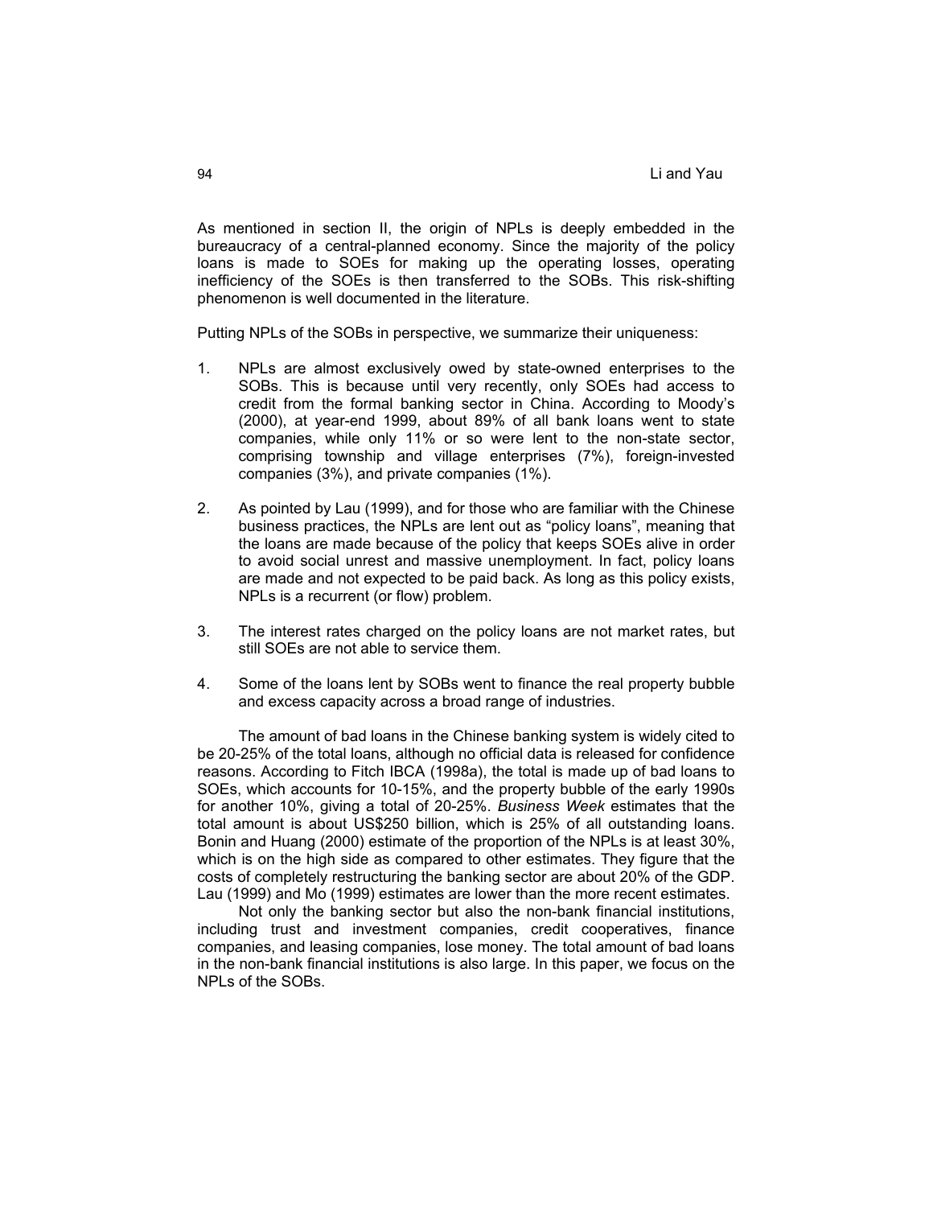As mentioned in section II, the origin of NPLs is deeply embedded in the bureaucracy of a central-planned economy. Since the majority of the policy loans is made to SOEs for making up the operating losses, operating inefficiency of the SOEs is then transferred to the SOBs. This risk-shifting phenomenon is well documented in the literature.

Putting NPLs of the SOBs in perspective, we summarize their uniqueness:

1. NPLs are almost exclusively owed by state-owned enterprises to the SOBs. This is because until very recently, only SOEs had access to credit from the formal banking sector in China. According to Moody's (2000), at year-end 1999, about 89% of all bank loans went to state companies, while only 11% or so were lent to the non-state sector, comprising township and village enterprises (7%), foreign-invested companies (3%), and private companies (1%).

2. As pointed by Lau (1999), and for those who are familiar with the Chinese business practices, the NPLs are lent out as "policy loans", meaning that the loans are made because of the policy that keeps SOEs alive in order to avoid social unrest and massive unemployment. In fact, policy loans are made and not expected to be paid back. As long as this policy exists, NPLs is a recurrent (or flow) problem.

3. The interest rates charged on the policy loans are not market rates, but still SOEs are not able to service them.

4. Some of the loans lent by SOBs went to finance the real property bubble and excess capacity across a broad range of industries.

The amount of bad loans in the Chinese banking system is widely cited to be 20-25% of the total loans, although no official data is released for confidence reasons. According to Fitch IBCA (1998a), the total is made up of bad loans to SOEs, which accounts for 10-15%, and the property bubble of the early 1990s for another 10%, giving a total of 20-25%. *Business Week* estimates that the total amount is about US$250 billion, which is 25% of all outstanding loans. Bonin and Huang (2000) estimate of the proportion of the NPLs is at least 30%, which is on the high side as compared to other estimates. They figure that the costs of completely restructuring the banking sector are about 20% of the GDP. Lau (1999) and Mo (1999) estimates are lower than the more recent estimates.

Not only the banking sector but also the non-bank financial institutions, including trust and investment companies, credit cooperatives, finance companies, and leasing companies, lose money. The total amount of bad loans in the non-bank financial institutions is also large. In this paper, we focus on the NPLs of the SOBs.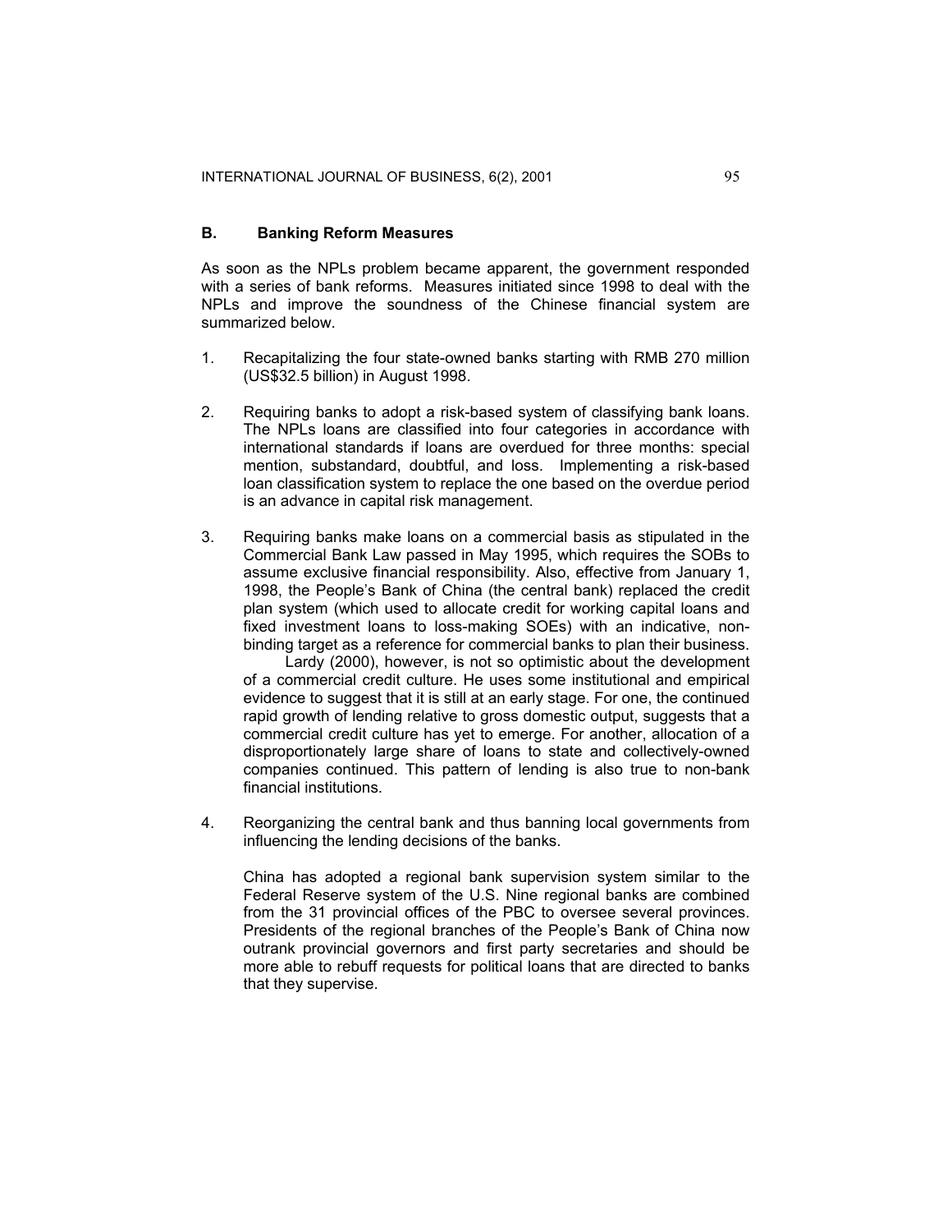## B. Banking Reform Measures

As soon as the NPLs problem became apparent, the government responded with a series of bank reforms. Measures initiated since 1998 to deal with the NPLs and improve the soundness of the Chinese financial system are summarized below.

1. Recapitalizing the four state-owned banks starting with RMB 270 million (US$32.5 billion) in August 1998.

2. Requiring banks to adopt a risk-based system of classifying bank loans. The NPLs loans are classified into four categories in accordance with international standards if loans are overdued for three months: special mention, substandard, doubtful, and loss. Implementing a risk-based loan classification system to replace the one based on the overdue period is an advance in capital risk management.

3. Requiring banks make loans on a commercial basis as stipulated in the Commercial Bank Law passed in May 1995, which requires the SOBs to assume exclusive financial responsibility. Also, effective from January 1, 1998, the People's Bank of China (the central bank) replaced the credit plan system (which used to allocate credit for working capital loans and fixed investment loans to loss-making SOEs) with an indicative, non-binding target as a reference for commercial banks to plan their business.

   Lardy (2000), however, is not so optimistic about the development of a commercial credit culture. He uses some institutional and empirical evidence to suggest that it is still at an early stage. For one, the continued rapid growth of lending relative to gross domestic output, suggests that a commercial credit culture has yet to emerge. For another, allocation of a disproportionately large share of loans to state and collectively-owned companies continued. This pattern of lending is also true to non-bank financial institutions.

4. Reorganizing the central bank and thus banning local governments from influencing the lending decisions of the banks.

   China has adopted a regional bank supervision system similar to the Federal Reserve system of the U.S. Nine regional banks are combined from the 31 provincial offices of the PBC to oversee several provinces. Presidents of the regional branches of the People's Bank of China now outrank provincial governors and first party secretaries and should be more able to rebuff requests for political loans that are directed to banks that they supervise.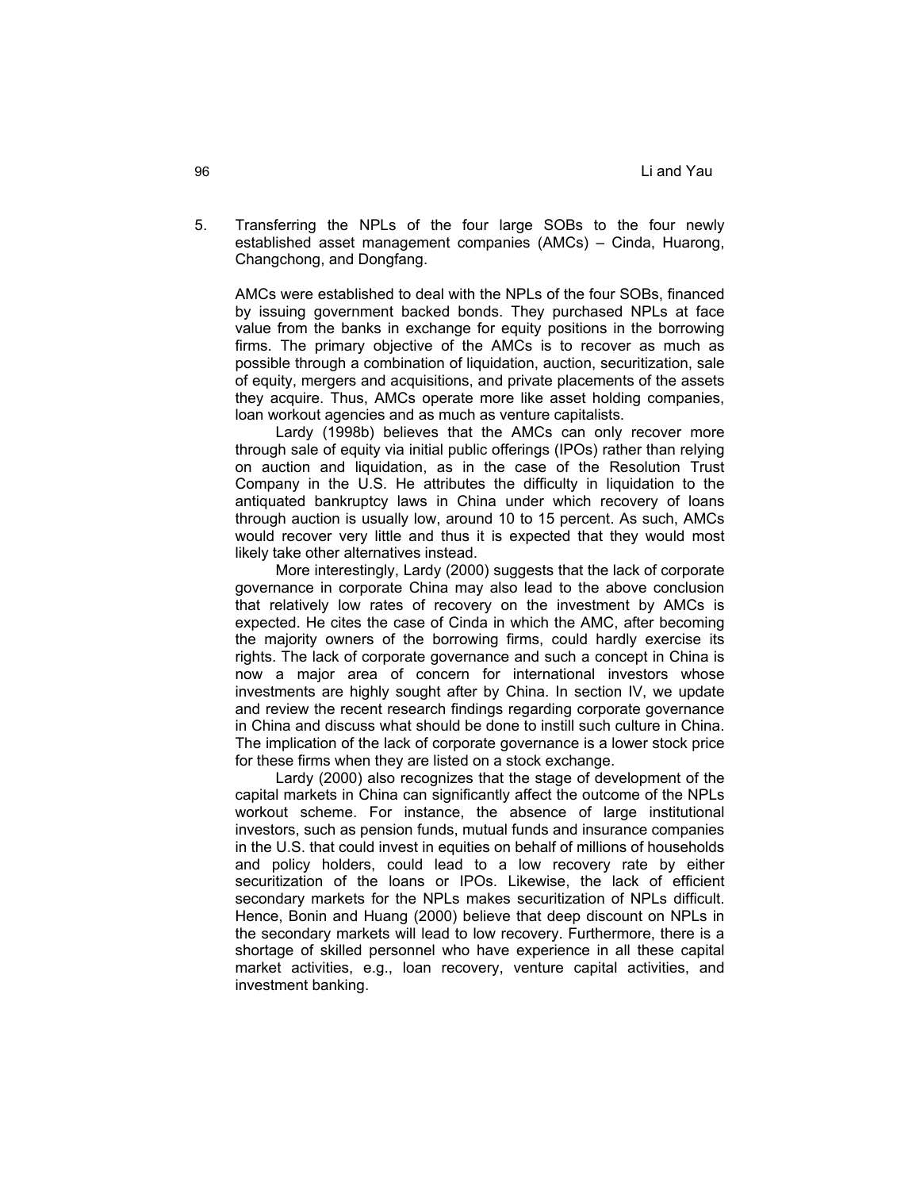5. Transferring the NPLs of the four large SOBs to the four newly established asset management companies (AMCs) – Cinda, Huarong, Changchong, and Dongfang.

   AMCs were established to deal with the NPLs of the four SOBs, financed by issuing government backed bonds. They purchased NPLs at face value from the banks in exchange for equity positions in the borrowing firms. The primary objective of the AMCs is to recover as much as possible through a combination of liquidation, auction, securitization, sale of equity, mergers and acquisitions, and private placements of the assets they acquire. Thus, AMCs operate more like asset holding companies, loan workout agencies and as much as venture capitalists.

   Lardy (1998b) believes that the AMCs can only recover more through sale of equity via initial public offerings (IPOs) rather than relying on auction and liquidation, as in the case of the Resolution Trust Company in the U.S. He attributes the difficulty in liquidation to the antiquated bankruptcy laws in China under which recovery of loans through auction is usually low, around 10 to 15 percent. As such, AMCs would recover very little and thus it is expected that they would most likely take other alternatives instead.

   More interestingly, Lardy (2000) suggests that the lack of corporate governance in corporate China may also lead to the above conclusion that relatively low rates of recovery on the investment by AMCs is expected. He cites the case of Cinda in which the AMC, after becoming the majority owners of the borrowing firms, could hardly exercise its rights. The lack of corporate governance and such a concept in China is now a major area of concern for international investors whose investments are highly sought after by China. In section IV, we update and review the recent research findings regarding corporate governance in China and discuss what should be done to instill such culture in China. The implication of the lack of corporate governance is a lower stock price for these firms when they are listed on a stock exchange.

   Lardy (2000) also recognizes that the stage of development of the capital markets in China can significantly affect the outcome of the NPLs workout scheme. For instance, the absence of large institutional investors, such as pension funds, mutual funds and insurance companies in the U.S. that could invest in equities on behalf of millions of households and policy holders, could lead to a low recovery rate by either securitization of the loans or IPOs. Likewise, the lack of efficient secondary markets for the NPLs makes securitization of NPLs difficult. Hence, Bonin and Huang (2000) believe that deep discount on NPLs in the secondary markets will lead to low recovery. Furthermore, there is a shortage of skilled personnel who have experience in all these capital market activities, e.g., loan recovery, venture capital activities, and investment banking.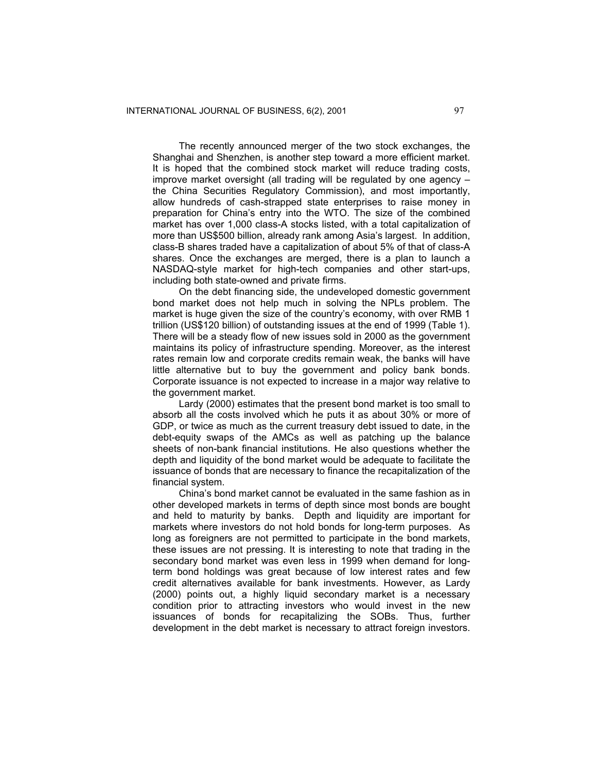The recently announced merger of the two stock exchanges, the Shanghai and Shenzhen, is another step toward a more efficient market. It is hoped that the combined stock market will reduce trading costs, improve market oversight (all trading will be regulated by one agency – the China Securities Regulatory Commission), and most importantly, allow hundreds of cash-strapped state enterprises to raise money in preparation for China's entry into the WTO. The size of the combined market has over 1,000 class-A stocks listed, with a total capitalization of more than US$500 billion, already rank among Asia's largest. In addition, class-B shares traded have a capitalization of about 5% of that of class-A shares. Once the exchanges are merged, there is a plan to launch a NASDAQ-style market for high-tech companies and other start-ups, including both state-owned and private firms.

On the debt financing side, the undeveloped domestic government bond market does not help much in solving the NPLs problem. The market is huge given the size of the country's economy, with over RMB 1 trillion (US$120 billion) of outstanding issues at the end of 1999 (Table 1). There will be a steady flow of new issues sold in 2000 as the government maintains its policy of infrastructure spending. Moreover, as the interest rates remain low and corporate credits remain weak, the banks will have little alternative but to buy the government and policy bank bonds. Corporate issuance is not expected to increase in a major way relative to the government market.

Lardy (2000) estimates that the present bond market is too small to absorb all the costs involved which he puts it as about 30% or more of GDP, or twice as much as the current treasury debt issued to date, in the debt-equity swaps of the AMCs as well as patching up the balance sheets of non-bank financial institutions. He also questions whether the depth and liquidity of the bond market would be adequate to facilitate the issuance of bonds that are necessary to finance the recapitalization of the financial system.

China's bond market cannot be evaluated in the same fashion as in other developed markets in terms of depth since most bonds are bought and held to maturity by banks. Depth and liquidity are important for markets where investors do not hold bonds for long-term purposes. As long as foreigners are not permitted to participate in the bond markets, these issues are not pressing. It is interesting to note that trading in the secondary bond market was even less in 1999 when demand for long-term bond holdings was great because of low interest rates and few credit alternatives available for bank investments. However, as Lardy (2000) points out, a highly liquid secondary market is a necessary condition prior to attracting investors who would invest in the new issuances of bonds for recapitalizing the SOBs. Thus, further development in the debt market is necessary to attract foreign investors.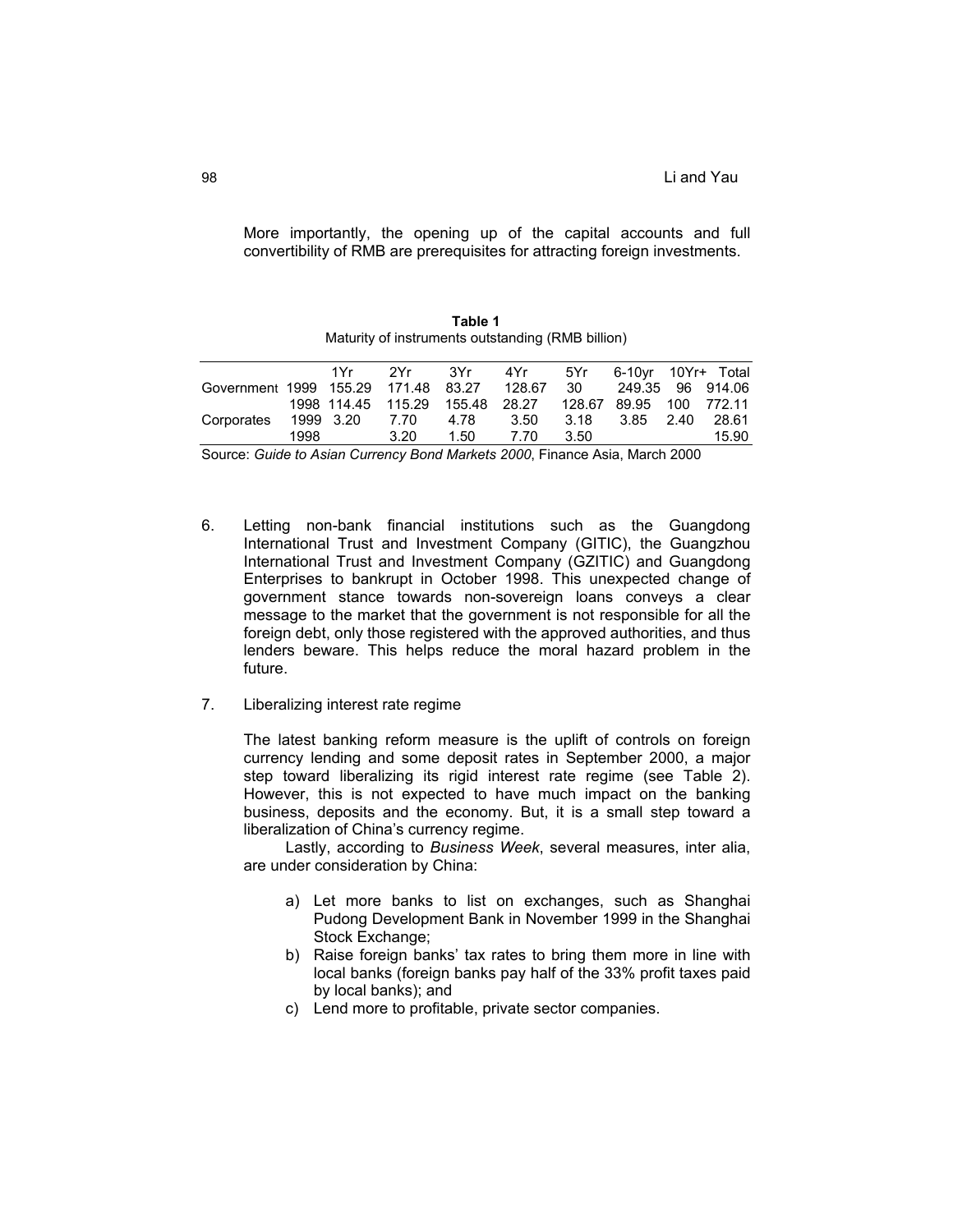More importantly, the opening up of the capital accounts and full convertibility of RMB are prerequisites for attracting foreign investments.

**Table 1**
Maturity of instruments outstanding (RMB billion)

| | | 1Yr | 2Yr | 3Yr | 4Yr | 5Yr | 6-10yr | 10Yr+ | Total |
|---|---|---|---|---|---|---|---|---|---|
| Government | 1999 | 155.29 | 171.48 | 83.27 | 128.67 | 30 | 249.35 | 96 | 914.06 |
| | 1998 | 114.45 | 115.29 | 155.48 | 28.27 | 128.67 | 89.95 | 100 | 772.11 |
| Corporates | 1999 | 3.20 | 7.70 | 4.78 | 3.50 | 3.18 | 3.85 | 2.40 | 28.61 |
| | 1998 | | 3.20 | 1.50 | 7.70 | 3.50 | | | 15.90 |

Source: *Guide to Asian Currency Bond Markets 2000*, Finance Asia, March 2000

6. Letting non-bank financial institutions such as the Guangdong International Trust and Investment Company (GITIC), the Guangzhou International Trust and Investment Company (GZITIC) and Guangdong Enterprises to bankrupt in October 1998. This unexpected change of government stance towards non-sovereign loans conveys a clear message to the market that the government is not responsible for all the foreign debt, only those registered with the approved authorities, and thus lenders beware. This helps reduce the moral hazard problem in the future.

7. Liberalizing interest rate regime

   The latest banking reform measure is the uplift of controls on foreign currency lending and some deposit rates in September 2000, a major step toward liberalizing its rigid interest rate regime (see Table 2). However, this is not expected to have much impact on the banking business, deposits and the economy. But, it is a small step toward a liberalization of China's currency regime.

   Lastly, according to *Business Week*, several measures, inter alia, are under consideration by China:

   a) Let more banks to list on exchanges, such as Shanghai Pudong Development Bank in November 1999 in the Shanghai Stock Exchange;
   b) Raise foreign banks' tax rates to bring them more in line with local banks (foreign banks pay half of the 33% profit taxes paid by local banks); and
   c) Lend more to profitable, private sector companies.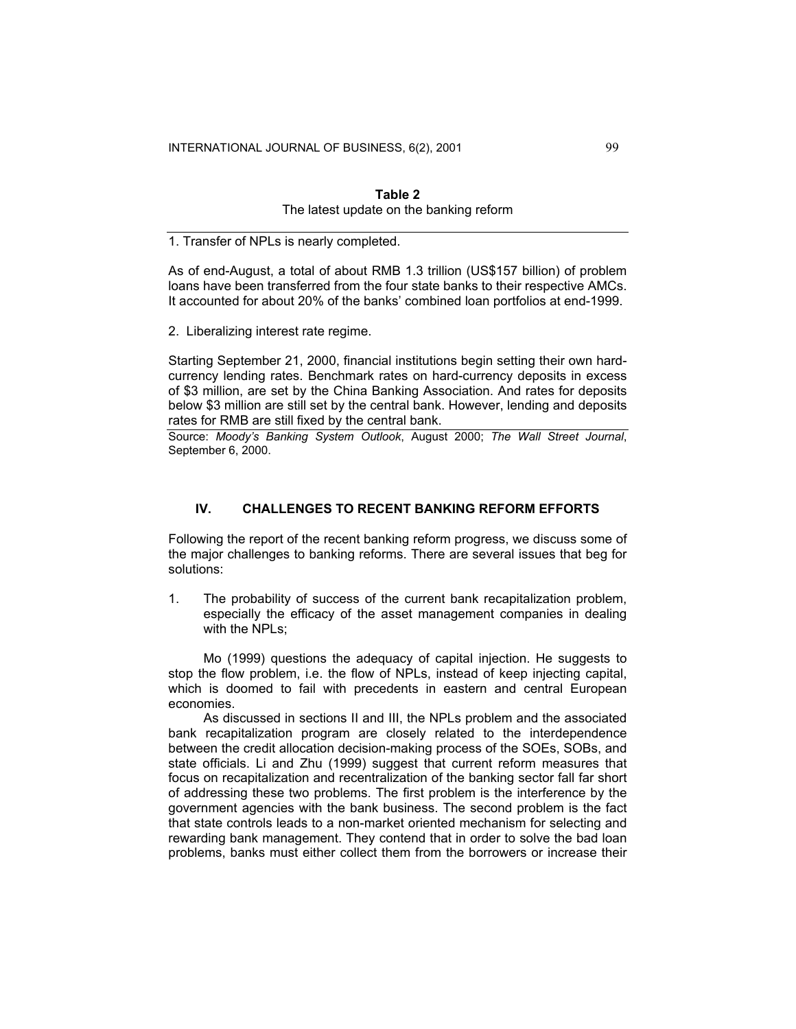**Table 2**
The latest update on the banking reform

1. Transfer of NPLs is nearly completed.

As of end-August, a total of about RMB 1.3 trillion (US$157 billion) of problem loans have been transferred from the four state banks to their respective AMCs. It accounted for about 20% of the banks' combined loan portfolios at end-1999.

2. Liberalizing interest rate regime.

Starting September 21, 2000, financial institutions begin setting their own hard-currency lending rates. Benchmark rates on hard-currency deposits in excess of $3 million, are set by the China Banking Association. And rates for deposits below $3 million are still set by the central bank. However, lending and deposits rates for RMB are still fixed by the central bank.

Source: *Moody's Banking System Outlook*, August 2000; *The Wall Street Journal*, September 6, 2000.

## IV. CHALLENGES TO RECENT BANKING REFORM EFFORTS

Following the report of the recent banking reform progress, we discuss some of the major challenges to banking reforms. There are several issues that beg for solutions:

1. The probability of success of the current bank recapitalization problem, especially the efficacy of the asset management companies in dealing with the NPLs;

Mo (1999) questions the adequacy of capital injection. He suggests to stop the flow problem, i.e. the flow of NPLs, instead of keep injecting capital, which is doomed to fail with precedents in eastern and central European economies.

As discussed in sections II and III, the NPLs problem and the associated bank recapitalization program are closely related to the interdependence between the credit allocation decision-making process of the SOEs, SOBs, and state officials. Li and Zhu (1999) suggest that current reform measures that focus on recapitalization and recentralization of the banking sector fall far short of addressing these two problems. The first problem is the interference by the government agencies with the bank business. The second problem is the fact that state controls leads to a non-market oriented mechanism for selecting and rewarding bank management. They contend that in order to solve the bad loan problems, banks must either collect them from the borrowers or increase their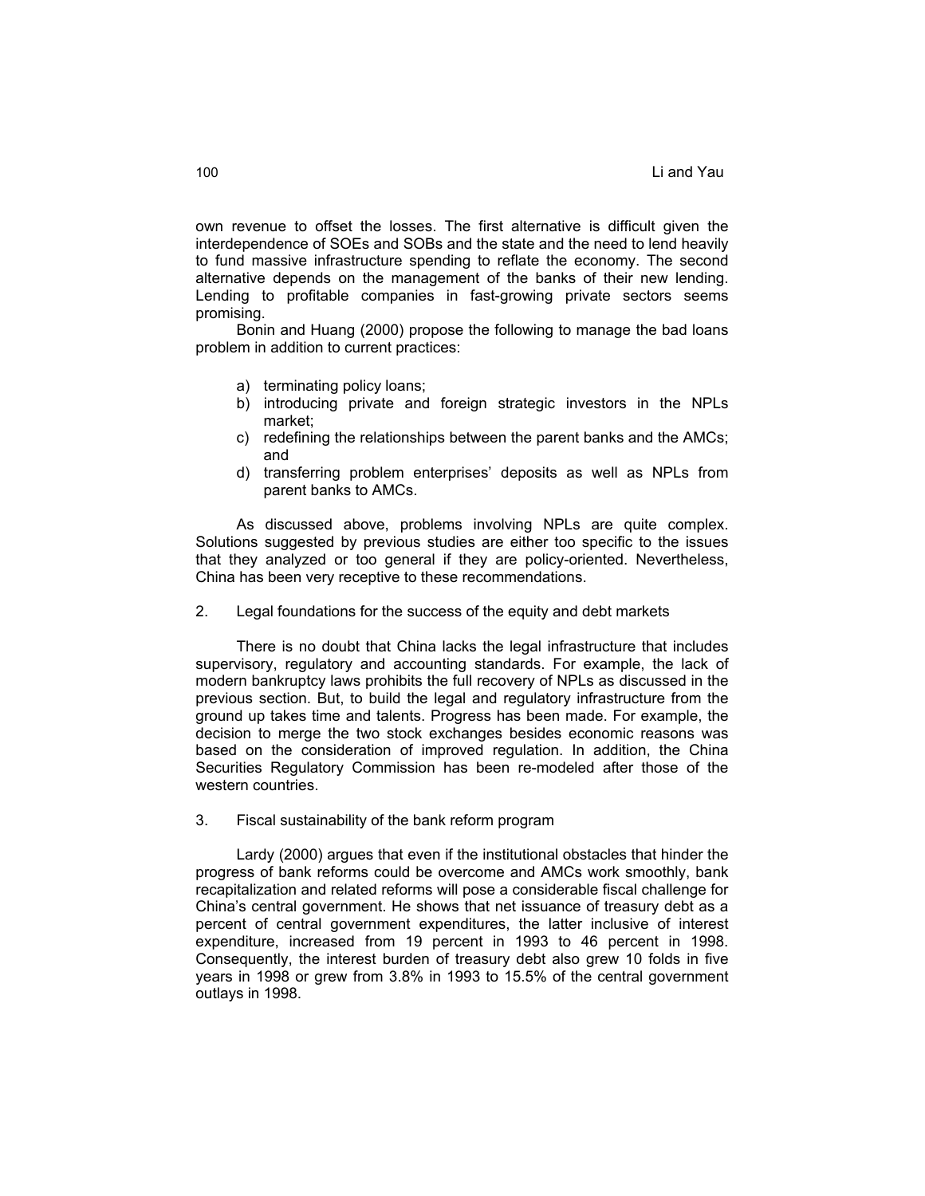own revenue to offset the losses. The first alternative is difficult given the interdependence of SOEs and SOBs and the state and the need to lend heavily to fund massive infrastructure spending to reflate the economy. The second alternative depends on the management of the banks of their new lending. Lending to profitable companies in fast-growing private sectors seems promising.

Bonin and Huang (2000) propose the following to manage the bad loans problem in addition to current practices:

a) terminating policy loans;
b) introducing private and foreign strategic investors in the NPLs market;
c) redefining the relationships between the parent banks and the AMCs; and
d) transferring problem enterprises' deposits as well as NPLs from parent banks to AMCs.

As discussed above, problems involving NPLs are quite complex. Solutions suggested by previous studies are either too specific to the issues that they analyzed or too general if they are policy-oriented. Nevertheless, China has been very receptive to these recommendations.

2. Legal foundations for the success of the equity and debt markets

There is no doubt that China lacks the legal infrastructure that includes supervisory, regulatory and accounting standards. For example, the lack of modern bankruptcy laws prohibits the full recovery of NPLs as discussed in the previous section. But, to build the legal and regulatory infrastructure from the ground up takes time and talents. Progress has been made. For example, the decision to merge the two stock exchanges besides economic reasons was based on the consideration of improved regulation. In addition, the China Securities Regulatory Commission has been re-modeled after those of the western countries.

3. Fiscal sustainability of the bank reform program

Lardy (2000) argues that even if the institutional obstacles that hinder the progress of bank reforms could be overcome and AMCs work smoothly, bank recapitalization and related reforms will pose a considerable fiscal challenge for China's central government. He shows that net issuance of treasury debt as a percent of central government expenditures, the latter inclusive of interest expenditure, increased from 19 percent in 1993 to 46 percent in 1998. Consequently, the interest burden of treasury debt also grew 10 folds in five years in 1998 or grew from 3.8% in 1993 to 15.5% of the central government outlays in 1998.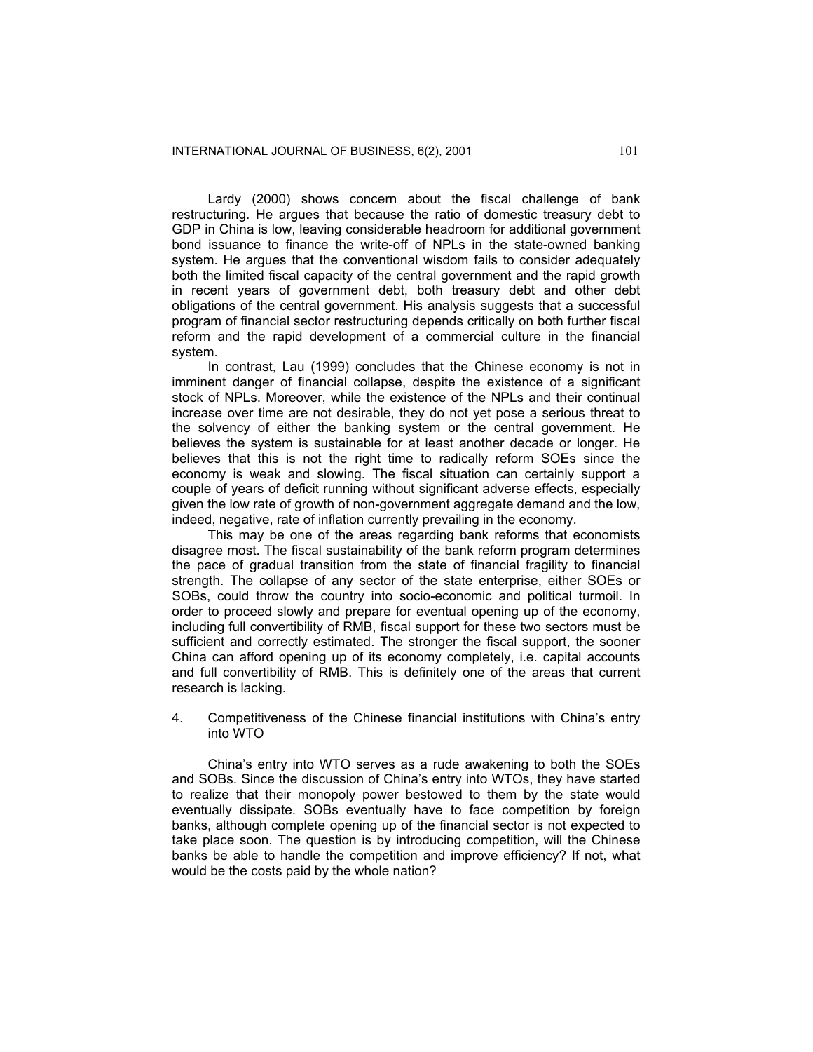Lardy (2000) shows concern about the fiscal challenge of bank restructuring. He argues that because the ratio of domestic treasury debt to GDP in China is low, leaving considerable headroom for additional government bond issuance to finance the write-off of NPLs in the state-owned banking system. He argues that the conventional wisdom fails to consider adequately both the limited fiscal capacity of the central government and the rapid growth in recent years of government debt, both treasury debt and other debt obligations of the central government. His analysis suggests that a successful program of financial sector restructuring depends critically on both further fiscal reform and the rapid development of a commercial culture in the financial system.

In contrast, Lau (1999) concludes that the Chinese economy is not in imminent danger of financial collapse, despite the existence of a significant stock of NPLs. Moreover, while the existence of the NPLs and their continual increase over time are not desirable, they do not yet pose a serious threat to the solvency of either the banking system or the central government. He believes the system is sustainable for at least another decade or longer. He believes that this is not the right time to radically reform SOEs since the economy is weak and slowing. The fiscal situation can certainly support a couple of years of deficit running without significant adverse effects, especially given the low rate of growth of non-government aggregate demand and the low, indeed, negative, rate of inflation currently prevailing in the economy.

This may be one of the areas regarding bank reforms that economists disagree most. The fiscal sustainability of the bank reform program determines the pace of gradual transition from the state of financial fragility to financial strength. The collapse of any sector of the state enterprise, either SOEs or SOBs, could throw the country into socio-economic and political turmoil. In order to proceed slowly and prepare for eventual opening up of the economy, including full convertibility of RMB, fiscal support for these two sectors must be sufficient and correctly estimated. The stronger the fiscal support, the sooner China can afford opening up of its economy completely, i.e. capital accounts and full convertibility of RMB. This is definitely one of the areas that current research is lacking.

## 4. Competitiveness of the Chinese financial institutions with China's entry into WTO

China's entry into WTO serves as a rude awakening to both the SOEs and SOBs. Since the discussion of China's entry into WTOs, they have started to realize that their monopoly power bestowed to them by the state would eventually dissipate. SOBs eventually have to face competition by foreign banks, although complete opening up of the financial sector is not expected to take place soon. The question is by introducing competition, will the Chinese banks be able to handle the competition and improve efficiency? If not, what would be the costs paid by the whole nation?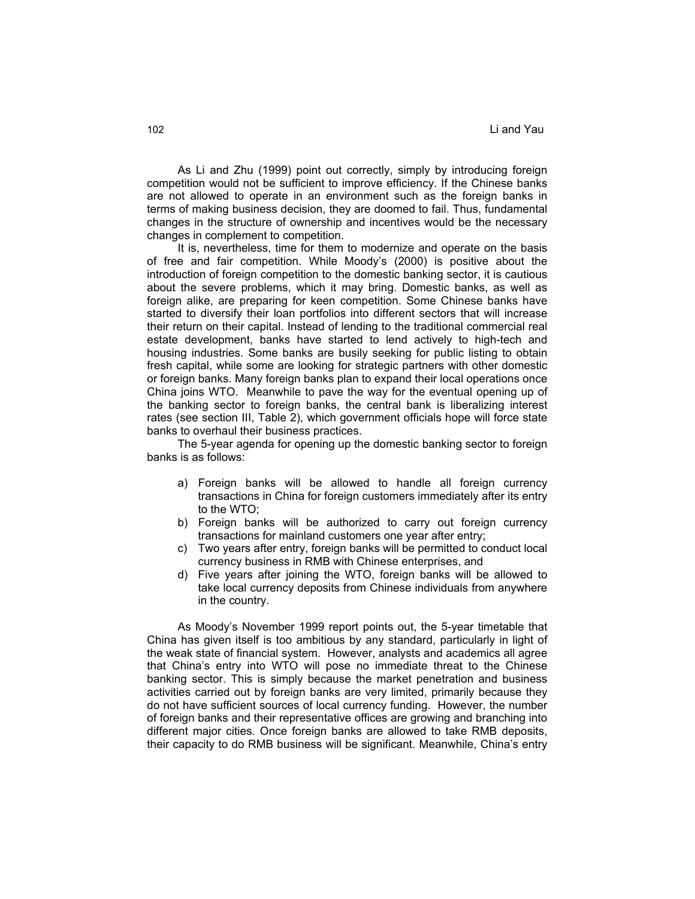As Li and Zhu (1999) point out correctly, simply by introducing foreign competition would not be sufficient to improve efficiency. If the Chinese banks are not allowed to operate in an environment such as the foreign banks in terms of making business decision, they are doomed to fail. Thus, fundamental changes in the structure of ownership and incentives would be the necessary changes in complement to competition.

It is, nevertheless, time for them to modernize and operate on the basis of free and fair competition. While Moody's (2000) is positive about the introduction of foreign competition to the domestic banking sector, it is cautious about the severe problems, which it may bring. Domestic banks, as well as foreign alike, are preparing for keen competition. Some Chinese banks have started to diversify their loan portfolios into different sectors that will increase their return on their capital. Instead of lending to the traditional commercial real estate development, banks have started to lend actively to high-tech and housing industries. Some banks are busily seeking for public listing to obtain fresh capital, while some are looking for strategic partners with other domestic or foreign banks. Many foreign banks plan to expand their local operations once China joins WTO. Meanwhile to pave the way for the eventual opening up of the banking sector to foreign banks, the central bank is liberalizing interest rates (see section III, Table 2), which government officials hope will force state banks to overhaul their business practices.

The 5-year agenda for opening up the domestic banking sector to foreign banks is as follows:

a) Foreign banks will be allowed to handle all foreign currency transactions in China for foreign customers immediately after its entry to the WTO;
b) Foreign banks will be authorized to carry out foreign currency transactions for mainland customers one year after entry;
c) Two years after entry, foreign banks will be permitted to conduct local currency business in RMB with Chinese enterprises, and
d) Five years after joining the WTO, foreign banks will be allowed to take local currency deposits from Chinese individuals from anywhere in the country.

As Moody's November 1999 report points out, the 5-year timetable that China has given itself is too ambitious by any standard, particularly in light of the weak state of financial system. However, analysts and academics all agree that China's entry into WTO will pose no immediate threat to the Chinese banking sector. This is simply because the market penetration and business activities carried out by foreign banks are very limited, primarily because they do not have sufficient sources of local currency funding. However, the number of foreign banks and their representative offices are growing and branching into different major cities. Once foreign banks are allowed to take RMB deposits, their capacity to do RMB business will be significant. Meanwhile, China's entry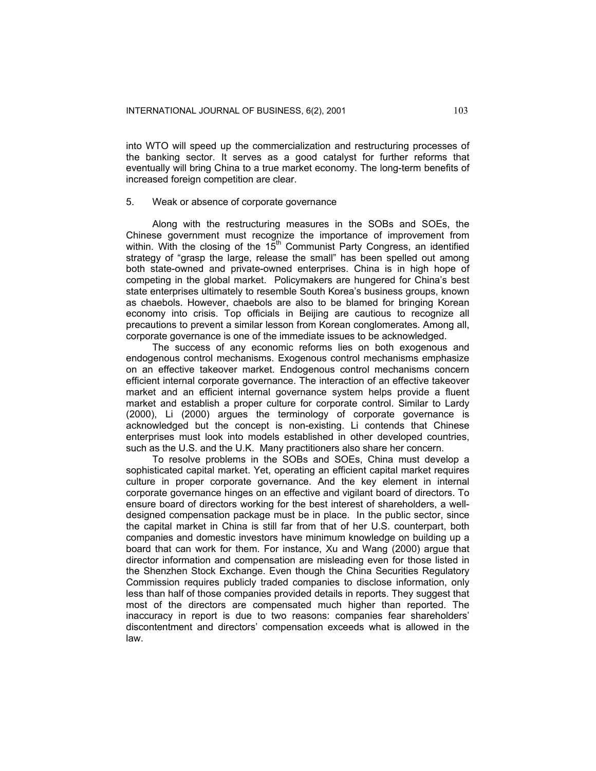into WTO will speed up the commercialization and restructuring processes of the banking sector. It serves as a good catalyst for further reforms that eventually will bring China to a true market economy. The long-term benefits of increased foreign competition are clear.

## 5. Weak or absence of corporate governance

Along with the restructuring measures in the SOBs and SOEs, the Chinese government must recognize the importance of improvement from within. With the closing of the 15th Communist Party Congress, an identified strategy of "grasp the large, release the small" has been spelled out among both state-owned and private-owned enterprises. China is in high hope of competing in the global market. Policymakers are hungered for China's best state enterprises ultimately to resemble South Korea's business groups, known as chaebols. However, chaebols are also to be blamed for bringing Korean economy into crisis. Top officials in Beijing are cautious to recognize all precautions to prevent a similar lesson from Korean conglomerates. Among all, corporate governance is one of the immediate issues to be acknowledged.

The success of any economic reforms lies on both exogenous and endogenous control mechanisms. Exogenous control mechanisms emphasize on an effective takeover market. Endogenous control mechanisms concern efficient internal corporate governance. The interaction of an effective takeover market and an efficient internal governance system helps provide a fluent market and establish a proper culture for corporate control. Similar to Lardy (2000), Li (2000) argues the terminology of corporate governance is acknowledged but the concept is non-existing. Li contends that Chinese enterprises must look into models established in other developed countries, such as the U.S. and the U.K. Many practitioners also share her concern.

To resolve problems in the SOBs and SOEs, China must develop a sophisticated capital market. Yet, operating an efficient capital market requires culture in proper corporate governance. And the key element in internal corporate governance hinges on an effective and vigilant board of directors. To ensure board of directors working for the best interest of shareholders, a well-designed compensation package must be in place. In the public sector, since the capital market in China is still far from that of her U.S. counterpart, both companies and domestic investors have minimum knowledge on building up a board that can work for them. For instance, Xu and Wang (2000) argue that director information and compensation are misleading even for those listed in the Shenzhen Stock Exchange. Even though the China Securities Regulatory Commission requires publicly traded companies to disclose information, only less than half of those companies provided details in reports. They suggest that most of the directors are compensated much higher than reported. The inaccuracy in report is due to two reasons: companies fear shareholders' discontentment and directors' compensation exceeds what is allowed in the law.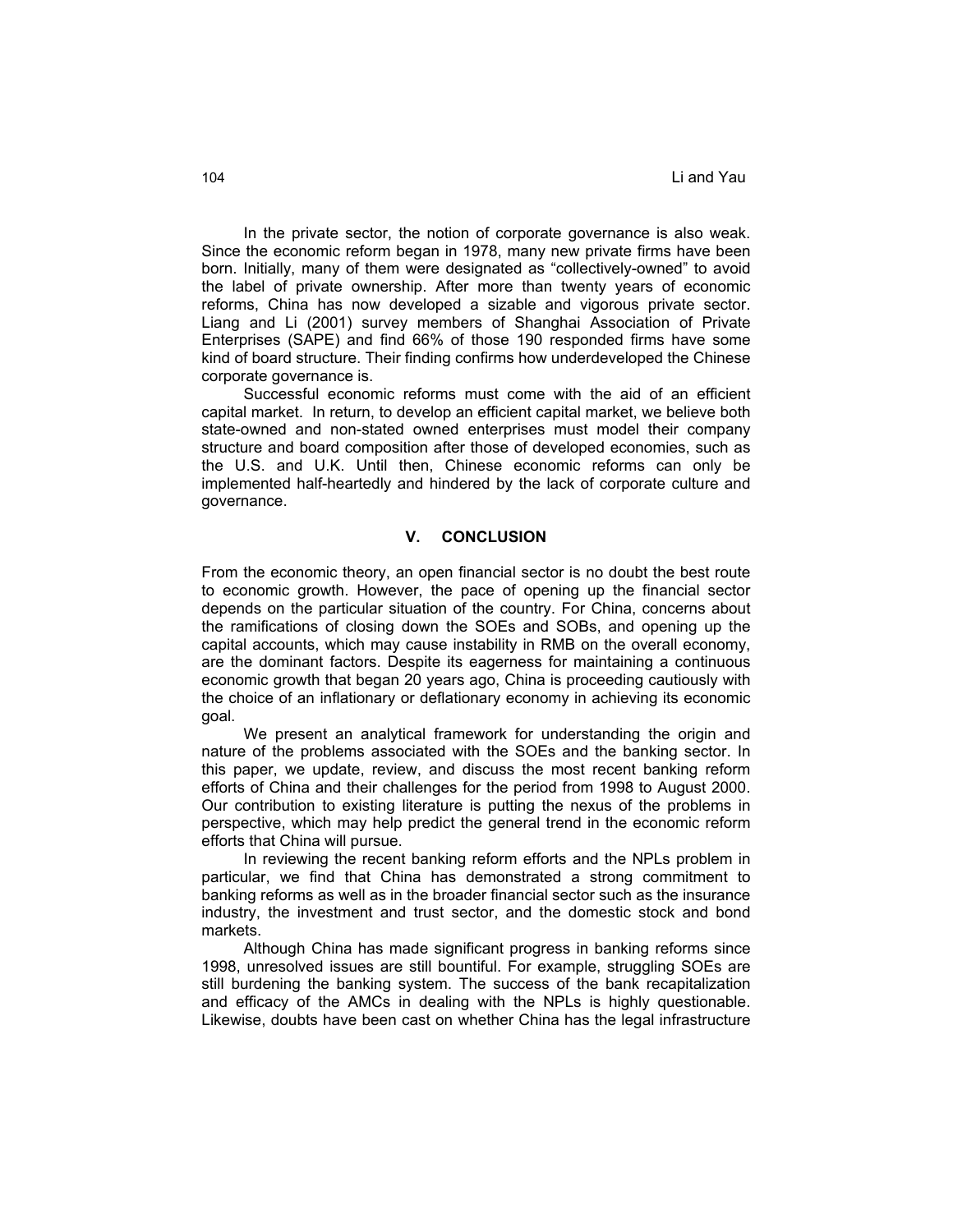In the private sector, the notion of corporate governance is also weak. Since the economic reform began in 1978, many new private firms have been born. Initially, many of them were designated as "collectively-owned" to avoid the label of private ownership. After more than twenty years of economic reforms, China has now developed a sizable and vigorous private sector. Liang and Li (2001) survey members of Shanghai Association of Private Enterprises (SAPE) and find 66% of those 190 responded firms have some kind of board structure. Their finding confirms how underdeveloped the Chinese corporate governance is.

Successful economic reforms must come with the aid of an efficient capital market. In return, to develop an efficient capital market, we believe both state-owned and non-stated owned enterprises must model their company structure and board composition after those of developed economies, such as the U.S. and U.K. Until then, Chinese economic reforms can only be implemented half-heartedly and hindered by the lack of corporate culture and governance.

## V. CONCLUSION

From the economic theory, an open financial sector is no doubt the best route to economic growth. However, the pace of opening up the financial sector depends on the particular situation of the country. For China, concerns about the ramifications of closing down the SOEs and SOBs, and opening up the capital accounts, which may cause instability in RMB on the overall economy, are the dominant factors. Despite its eagerness for maintaining a continuous economic growth that began 20 years ago, China is proceeding cautiously with the choice of an inflationary or deflationary economy in achieving its economic goal.

We present an analytical framework for understanding the origin and nature of the problems associated with the SOEs and the banking sector. In this paper, we update, review, and discuss the most recent banking reform efforts of China and their challenges for the period from 1998 to August 2000. Our contribution to existing literature is putting the nexus of the problems in perspective, which may help predict the general trend in the economic reform efforts that China will pursue.

In reviewing the recent banking reform efforts and the NPLs problem in particular, we find that China has demonstrated a strong commitment to banking reforms as well as in the broader financial sector such as the insurance industry, the investment and trust sector, and the domestic stock and bond markets.

Although China has made significant progress in banking reforms since 1998, unresolved issues are still bountiful. For example, struggling SOEs are still burdening the banking system. The success of the bank recapitalization and efficacy of the AMCs in dealing with the NPLs is highly questionable. Likewise, doubts have been cast on whether China has the legal infrastructure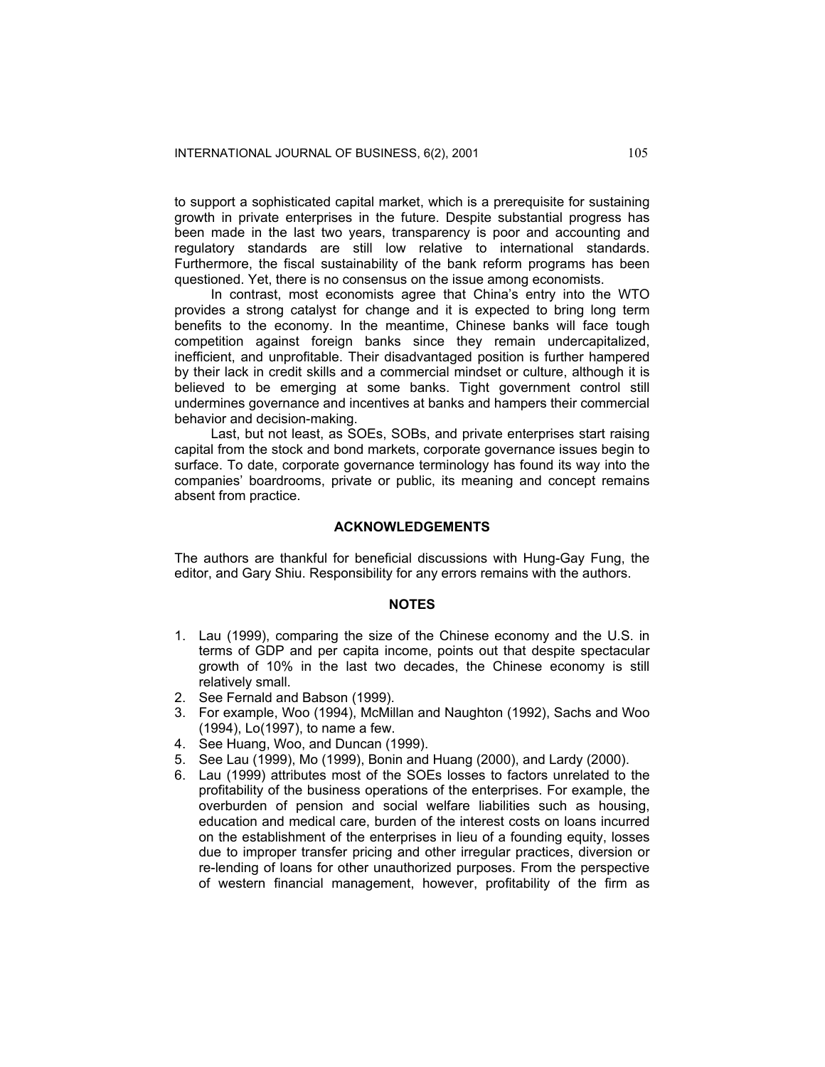to support a sophisticated capital market, which is a prerequisite for sustaining growth in private enterprises in the future. Despite substantial progress has been made in the last two years, transparency is poor and accounting and regulatory standards are still low relative to international standards. Furthermore, the fiscal sustainability of the bank reform programs has been questioned. Yet, there is no consensus on the issue among economists.

In contrast, most economists agree that China's entry into the WTO provides a strong catalyst for change and it is expected to bring long term benefits to the economy. In the meantime, Chinese banks will face tough competition against foreign banks since they remain undercapitalized, inefficient, and unprofitable. Their disadvantaged position is further hampered by their lack in credit skills and a commercial mindset or culture, although it is believed to be emerging at some banks. Tight government control still undermines governance and incentives at banks and hampers their commercial behavior and decision-making.

Last, but not least, as SOEs, SOBs, and private enterprises start raising capital from the stock and bond markets, corporate governance issues begin to surface. To date, corporate governance terminology has found its way into the companies' boardrooms, private or public, its meaning and concept remains absent from practice.

## ACKNOWLEDGEMENTS

The authors are thankful for beneficial discussions with Hung-Gay Fung, the editor, and Gary Shiu. Responsibility for any errors remains with the authors.

## NOTES

1. Lau (1999), comparing the size of the Chinese economy and the U.S. in terms of GDP and per capita income, points out that despite spectacular growth of 10% in the last two decades, the Chinese economy is still relatively small.
2. See Fernald and Babson (1999).
3. For example, Woo (1994), McMillan and Naughton (1992), Sachs and Woo (1994), Lo(1997), to name a few.
4. See Huang, Woo, and Duncan (1999).
5. See Lau (1999), Mo (1999), Bonin and Huang (2000), and Lardy (2000).
6. Lau (1999) attributes most of the SOEs losses to factors unrelated to the profitability of the business operations of the enterprises. For example, the overburden of pension and social welfare liabilities such as housing, education and medical care, burden of the interest costs on loans incurred on the establishment of the enterprises in lieu of a founding equity, losses due to improper transfer pricing and other irregular practices, diversion or re-lending of loans for other unauthorized purposes. From the perspective of western financial management, however, profitability of the firm as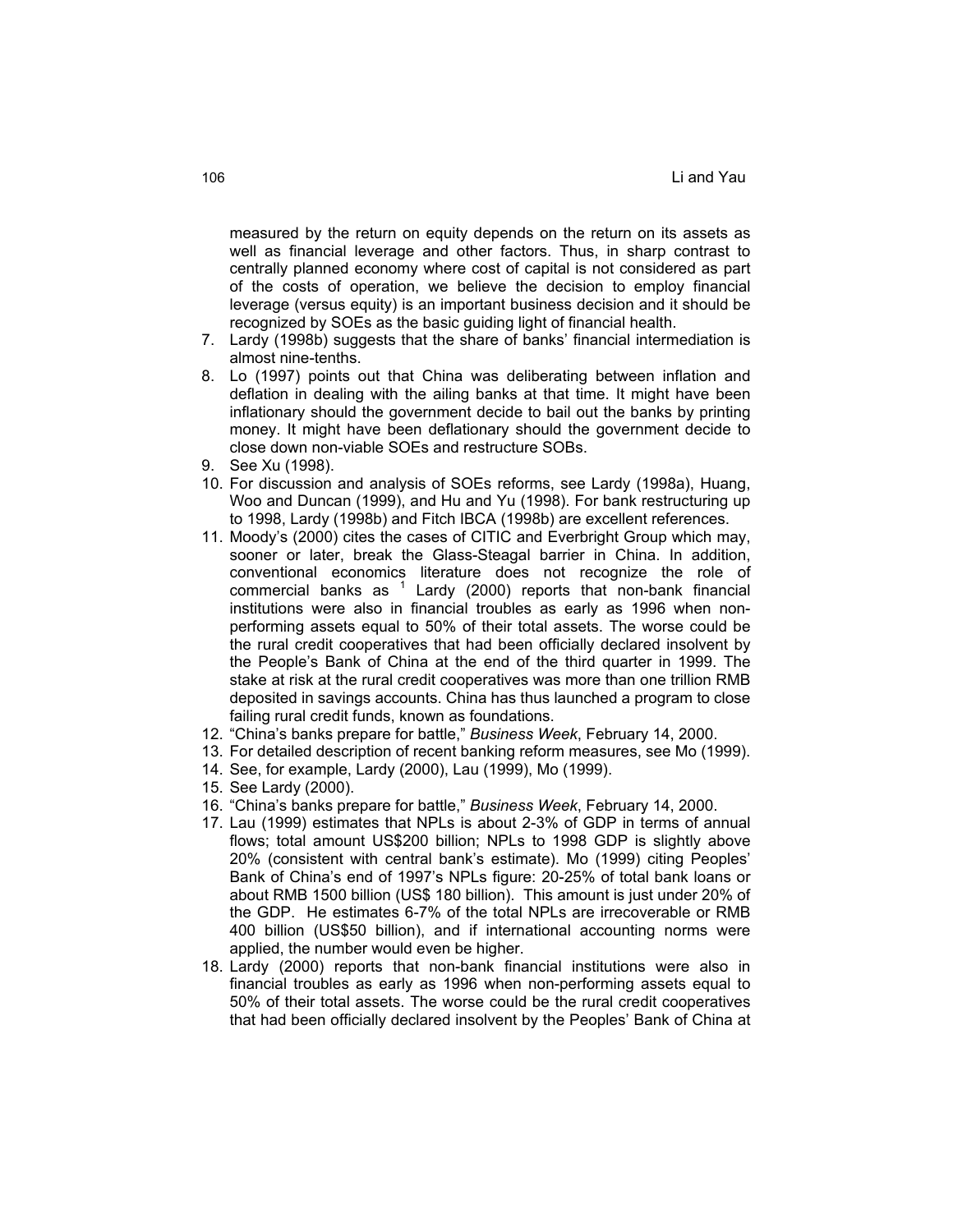measured by the return on equity depends on the return on its assets as well as financial leverage and other factors. Thus, in sharp contrast to centrally planned economy where cost of capital is not considered as part of the costs of operation, we believe the decision to employ financial leverage (versus equity) is an important business decision and it should be recognized by SOEs as the basic guiding light of financial health.

7. Lardy (1998b) suggests that the share of banks' financial intermediation is almost nine-tenths.
8. Lo (1997) points out that China was deliberating between inflation and deflation in dealing with the ailing banks at that time. It might have been inflationary should the government decide to bail out the banks by printing money. It might have been deflationary should the government decide to close down non-viable SOEs and restructure SOBs.
9. See Xu (1998).
10. For discussion and analysis of SOEs reforms, see Lardy (1998a), Huang, Woo and Duncan (1999), and Hu and Yu (1998). For bank restructuring up to 1998, Lardy (1998b) and Fitch IBCA (1998b) are excellent references.
11. Moody's (2000) cites the cases of CITIC and Everbright Group which may, sooner or later, break the Glass-Steagal barrier in China. In addition, conventional economics literature does not recognize the role of commercial banks as [1] Lardy (2000) reports that non-bank financial institutions were also in financial troubles as early as 1996 when non-performing assets equal to 50% of their total assets. The worse could be the rural credit cooperatives that had been officially declared insolvent by the People's Bank of China at the end of the third quarter in 1999. The stake at risk at the rural credit cooperatives was more than one trillion RMB deposited in savings accounts. China has thus launched a program to close failing rural credit funds, known as foundations.
12. "China's banks prepare for battle," *Business Week*, February 14, 2000.
13. For detailed description of recent banking reform measures, see Mo (1999).
14. See, for example, Lardy (2000), Lau (1999), Mo (1999).
15. See Lardy (2000).
16. "China's banks prepare for battle," *Business Week*, February 14, 2000.
17. Lau (1999) estimates that NPLs is about 2-3% of GDP in terms of annual flows; total amount US$200 billion; NPLs to 1998 GDP is slightly above 20% (consistent with central bank's estimate). Mo (1999) citing Peoples' Bank of China's end of 1997's NPLs figure: 20-25% of total bank loans or about RMB 1500 billion (US$ 180 billion). This amount is just under 20% of the GDP. He estimates 6-7% of the total NPLs are irrecoverable or RMB 400 billion (US$50 billion), and if international accounting norms were applied, the number would even be higher.
18. Lardy (2000) reports that non-bank financial institutions were also in financial troubles as early as 1996 when non-performing assets equal to 50% of their total assets. The worse could be the rural credit cooperatives that had been officially declared insolvent by the Peoples' Bank of China at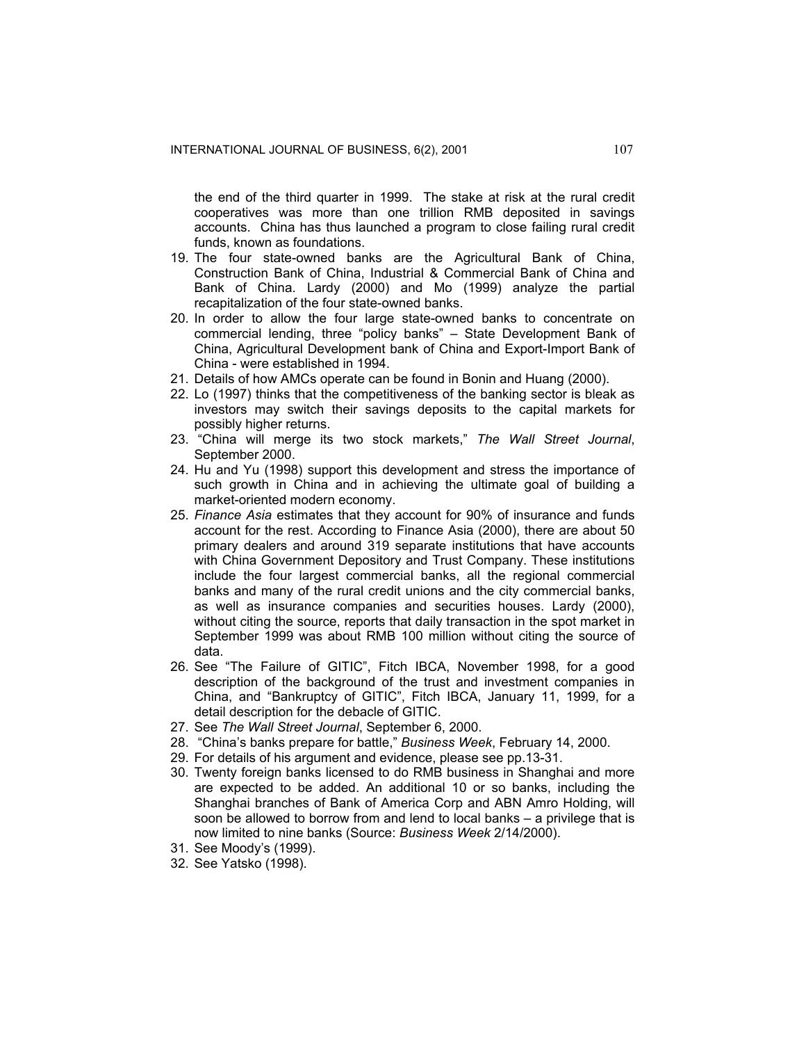the end of the third quarter in 1999. The stake at risk at the rural credit cooperatives was more than one trillion RMB deposited in savings accounts. China has thus launched a program to close failing rural credit funds, known as foundations.

19. The four state-owned banks are the Agricultural Bank of China, Construction Bank of China, Industrial & Commercial Bank of China and Bank of China. Lardy (2000) and Mo (1999) analyze the partial recapitalization of the four state-owned banks.
20. In order to allow the four large state-owned banks to concentrate on commercial lending, three "policy banks" – State Development Bank of China, Agricultural Development bank of China and Export-Import Bank of China - were established in 1994.
21. Details of how AMCs operate can be found in Bonin and Huang (2000).
22. Lo (1997) thinks that the competitiveness of the banking sector is bleak as investors may switch their savings deposits to the capital markets for possibly higher returns.
23. "China will merge its two stock markets," *The Wall Street Journal*, September 2000.
24. Hu and Yu (1998) support this development and stress the importance of such growth in China and in achieving the ultimate goal of building a market-oriented modern economy.
25. *Finance Asia* estimates that they account for 90% of insurance and funds account for the rest. According to Finance Asia (2000), there are about 50 primary dealers and around 319 separate institutions that have accounts with China Government Depository and Trust Company. These institutions include the four largest commercial banks, all the regional commercial banks and many of the rural credit unions and the city commercial banks, as well as insurance companies and securities houses. Lardy (2000), without citing the source, reports that daily transaction in the spot market in September 1999 was about RMB 100 million without citing the source of data.
26. See "The Failure of GITIC", Fitch IBCA, November 1998, for a good description of the background of the trust and investment companies in China, and "Bankruptcy of GITIC", Fitch IBCA, January 11, 1999, for a detail description for the debacle of GITIC.
27. See *The Wall Street Journal*, September 6, 2000.
28. "China's banks prepare for battle," *Business Week*, February 14, 2000.
29. For details of his argument and evidence, please see pp.13-31.
30. Twenty foreign banks licensed to do RMB business in Shanghai and more are expected to be added. An additional 10 or so banks, including the Shanghai branches of Bank of America Corp and ABN Amro Holding, will soon be allowed to borrow from and lend to local banks – a privilege that is now limited to nine banks (Source: *Business Week* 2/14/2000).
31. See Moody's (1999).
32. See Yatsko (1998).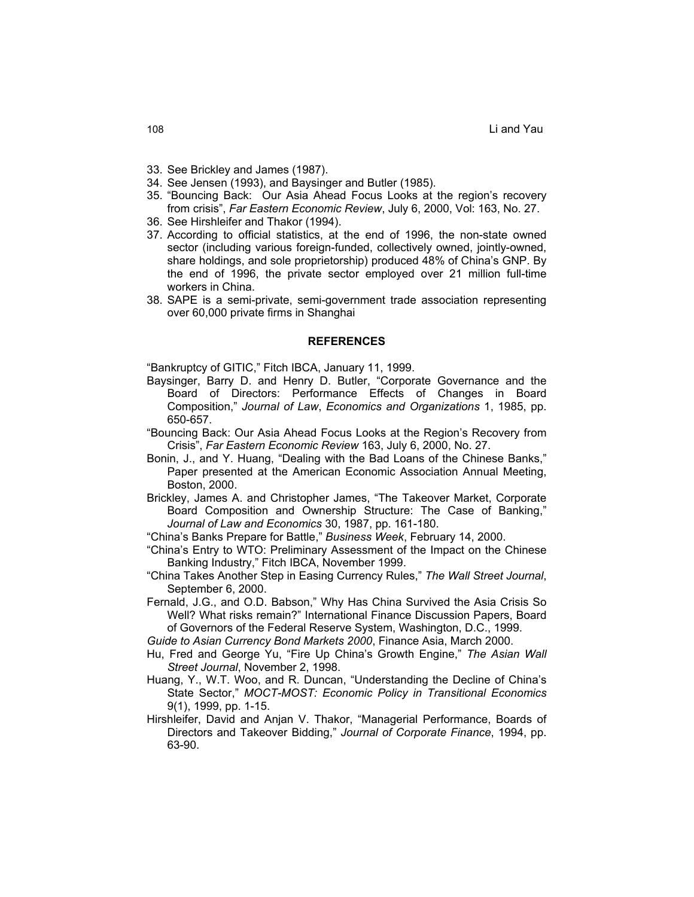33. See Brickley and James (1987).
34. See Jensen (1993), and Baysinger and Butler (1985).
35. "Bouncing Back: Our Asia Ahead Focus Looks at the region's recovery from crisis", *Far Eastern Economic Review*, July 6, 2000, Vol: 163, No. 27.
36. See Hirshleifer and Thakor (1994).
37. According to official statistics, at the end of 1996, the non-state owned sector (including various foreign-funded, collectively owned, jointly-owned, share holdings, and sole proprietorship) produced 48% of China's GNP. By the end of 1996, the private sector employed over 21 million full-time workers in China.
38. SAPE is a semi-private, semi-government trade association representing over 60,000 private firms in Shanghai

## REFERENCES

"Bankruptcy of GITIC," Fitch IBCA, January 11, 1999.

Baysinger, Barry D. and Henry D. Butler, "Corporate Governance and the Board of Directors: Performance Effects of Changes in Board Composition," *Journal of Law*, *Economics and Organizations* 1, 1985, pp. 650-657.

"Bouncing Back: Our Asia Ahead Focus Looks at the Region's Recovery from Crisis", *Far Eastern Economic Review* 163, July 6, 2000, No. 27.

Bonin, J., and Y. Huang, "Dealing with the Bad Loans of the Chinese Banks," Paper presented at the American Economic Association Annual Meeting, Boston, 2000.

Brickley, James A. and Christopher James, "The Takeover Market, Corporate Board Composition and Ownership Structure: The Case of Banking," *Journal of Law and Economics* 30, 1987, pp. 161-180.

"China's Banks Prepare for Battle," *Business Week*, February 14, 2000.

"China's Entry to WTO: Preliminary Assessment of the Impact on the Chinese Banking Industry," Fitch IBCA, November 1999.

"China Takes Another Step in Easing Currency Rules," *The Wall Street Journal*, September 6, 2000.

Fernald, J.G., and O.D. Babson," Why Has China Survived the Asia Crisis So Well? What risks remain?" International Finance Discussion Papers, Board of Governors of the Federal Reserve System, Washington, D.C., 1999.

*Guide to Asian Currency Bond Markets 2000*, Finance Asia, March 2000.

Hu, Fred and George Yu, "Fire Up China's Growth Engine," *The Asian Wall Street Journal*, November 2, 1998.

Huang, Y., W.T. Woo, and R. Duncan, "Understanding the Decline of China's State Sector," *MOCT-MOST: Economic Policy in Transitional Economics* 9(1), 1999, pp. 1-15.

Hirshleifer, David and Anjan V. Thakor, "Managerial Performance, Boards of Directors and Takeover Bidding," *Journal of Corporate Finance*, 1994, pp. 63-90.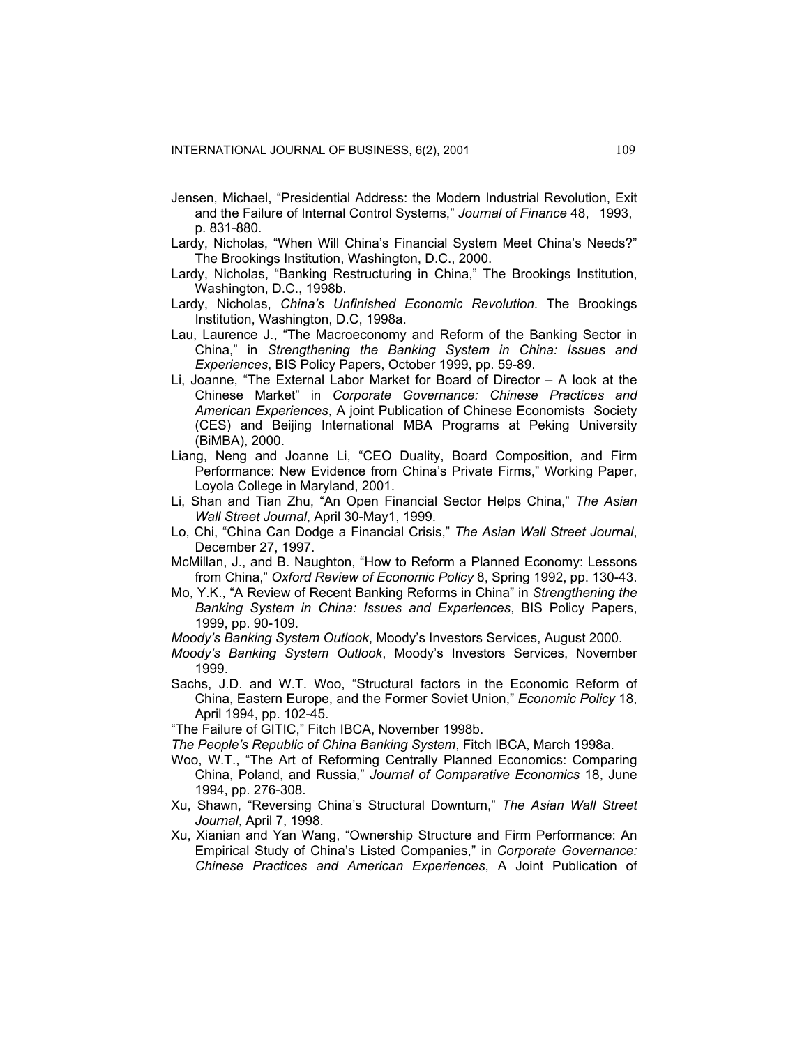Jensen, Michael, "Presidential Address: the Modern Industrial Revolution, Exit and the Failure of Internal Control Systems," *Journal of Finance* 48, 1993, p. 831-880.

Lardy, Nicholas, "When Will China's Financial System Meet China's Needs?" The Brookings Institution, Washington, D.C., 2000.

Lardy, Nicholas, "Banking Restructuring in China," The Brookings Institution, Washington, D.C., 1998b.

Lardy, Nicholas, *China's Unfinished Economic Revolution*. The Brookings Institution, Washington, D.C, 1998a.

Lau, Laurence J., "The Macroeconomy and Reform of the Banking Sector in China," in *Strengthening the Banking System in China: Issues and Experiences*, BIS Policy Papers, October 1999, pp. 59-89.

Li, Joanne, "The External Labor Market for Board of Director – A look at the Chinese Market" in *Corporate Governance: Chinese Practices and American Experiences*, A joint Publication of Chinese Economists Society (CES) and Beijing International MBA Programs at Peking University (BiMBA), 2000.

Liang, Neng and Joanne Li, "CEO Duality, Board Composition, and Firm Performance: New Evidence from China's Private Firms," Working Paper, Loyola College in Maryland, 2001.

Li, Shan and Tian Zhu, "An Open Financial Sector Helps China," *The Asian Wall Street Journal*, April 30-May1, 1999.

Lo, Chi, "China Can Dodge a Financial Crisis," *The Asian Wall Street Journal*, December 27, 1997.

McMillan, J., and B. Naughton, "How to Reform a Planned Economy: Lessons from China," *Oxford Review of Economic Policy* 8, Spring 1992, pp. 130-43.

Mo, Y.K., "A Review of Recent Banking Reforms in China" in *Strengthening the Banking System in China: Issues and Experiences*, BIS Policy Papers, 1999, pp. 90-109.

*Moody's Banking System Outlook*, Moody's Investors Services, August 2000.

*Moody's Banking System Outlook*, Moody's Investors Services, November 1999.

Sachs, J.D. and W.T. Woo, "Structural factors in the Economic Reform of China, Eastern Europe, and the Former Soviet Union," *Economic Policy* 18, April 1994, pp. 102-45.

"The Failure of GITIC," Fitch IBCA, November 1998b.

*The People's Republic of China Banking System*, Fitch IBCA, March 1998a.

Woo, W.T., "The Art of Reforming Centrally Planned Economics: Comparing China, Poland, and Russia," *Journal of Comparative Economics* 18, June 1994, pp. 276-308.

Xu, Shawn, "Reversing China's Structural Downturn," *The Asian Wall Street Journal*, April 7, 1998.

Xu, Xianian and Yan Wang, "Ownership Structure and Firm Performance: An Empirical Study of China's Listed Companies," in *Corporate Governance: Chinese Practices and American Experiences*, A Joint Publication of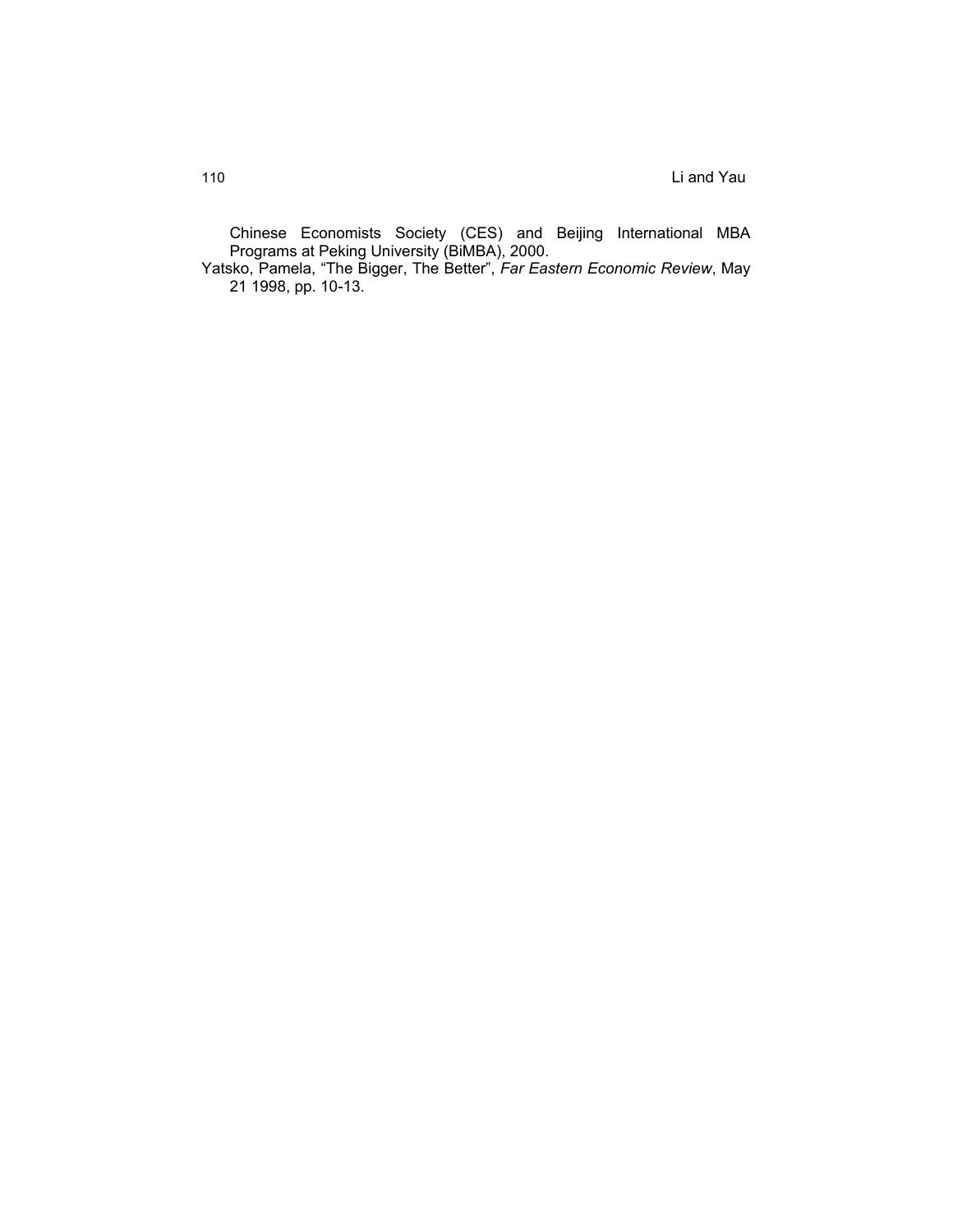Chinese Economists Society (CES) and Beijing International MBA Programs at Peking University (BiMBA), 2000.

Yatsko, Pamela, "The Bigger, The Better", *Far Eastern Economic Review*, May 21 1998, pp. 10-13.